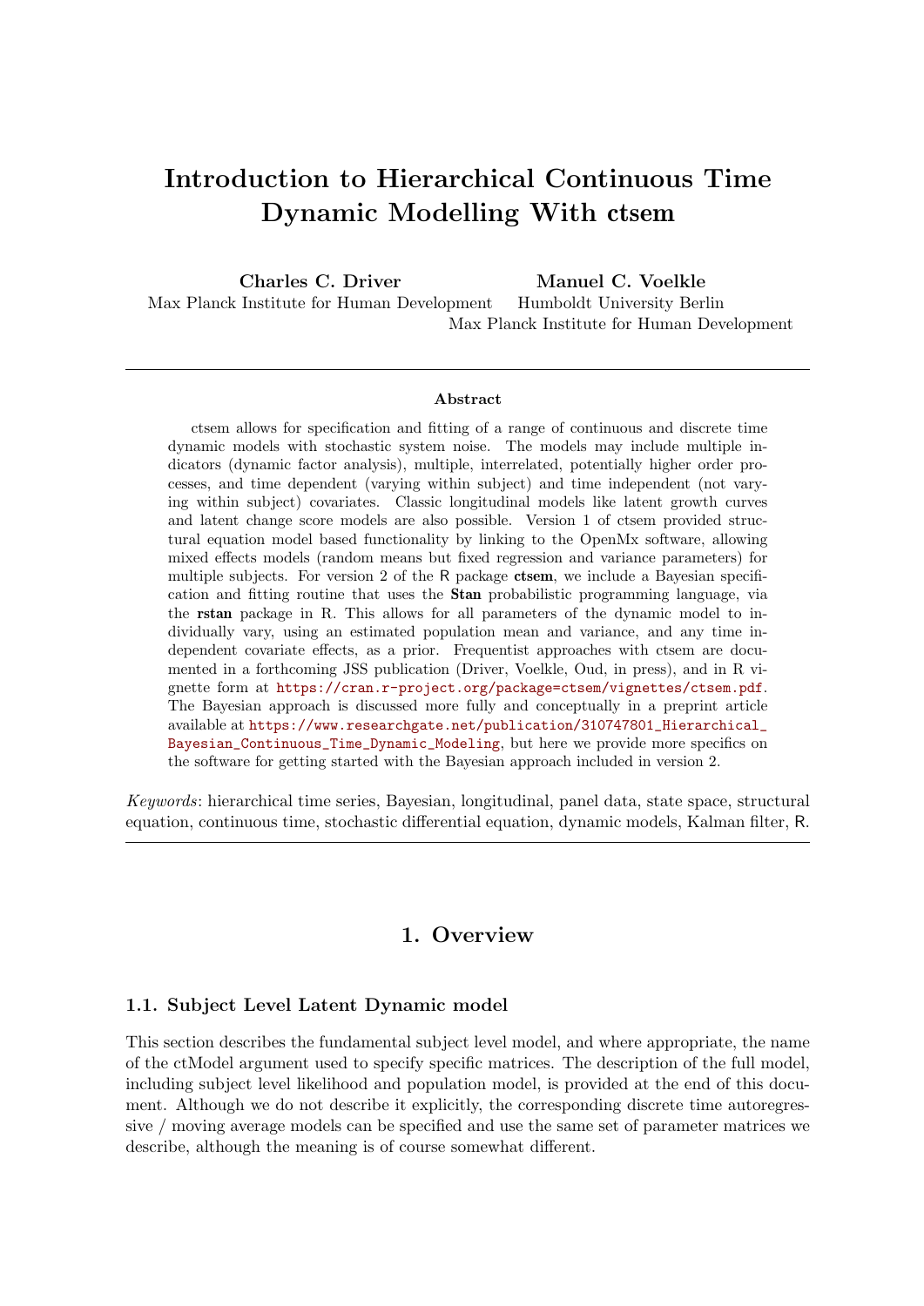# Introduction to Hierarchical Continuous Time Dynamic Modelling With ctsem

**Charles C. Driver**
Max Planck Institute for Human Development

**Manuel C. Voelkle**
Humboldt University Berlin
Max Planck Institute for Human Development

## Abstract

ctsem allows for specification and fitting of a range of continuous and discrete time dynamic models with stochastic system noise. The models may include multiple indicators (dynamic factor analysis), multiple, interrelated, potentially higher order processes, and time dependent (varying within subject) and time independent (not varying within subject) covariates. Classic longitudinal models like latent growth curves and latent change score models are also possible. Version 1 of ctsem provided structural equation model based functionality by linking to the OpenMx software, allowing mixed effects models (random means but fixed regression and variance parameters) for multiple subjects. For version 2 of the R package **ctsem**, we include a Bayesian specification and fitting routine that uses the **Stan** probabilistic programming language, via the **rstan** package in R. This allows for all parameters of the dynamic model to individually vary, using an estimated population mean and variance, and any time independent covariate effects, as a prior. Frequentist approaches with ctsem are documented in a forthcoming JSS publication (Driver, Voelkle, Oud, in press), and in R vignette form at https://cran.r-project.org/package=ctsem/vignettes/ctsem.pdf. The Bayesian approach is discussed more fully and conceptually in a preprint article available at https://www.researchgate.net/publication/310747801_Hierarchical_Bayesian_Continuous_Time_Dynamic_Modeling, but here we provide more specifics on the software for getting started with the Bayesian approach included in version 2.

*Keywords*: hierarchical time series, Bayesian, longitudinal, panel data, state space, structural equation, continuous time, stochastic differential equation, dynamic models, Kalman filter, R.

# 1. Overview

### 1.1. Subject Level Latent Dynamic model

This section describes the fundamental subject level model, and where appropriate, the name of the ctModel argument used to specify specific matrices. The description of the full model, including subject level likelihood and population model, is provided at the end of this document. Although we do not describe it explicitly, the corresponding discrete time autoregressive / moving average models can be specified and use the same set of parameter matrices we describe, although the meaning is of course somewhat different.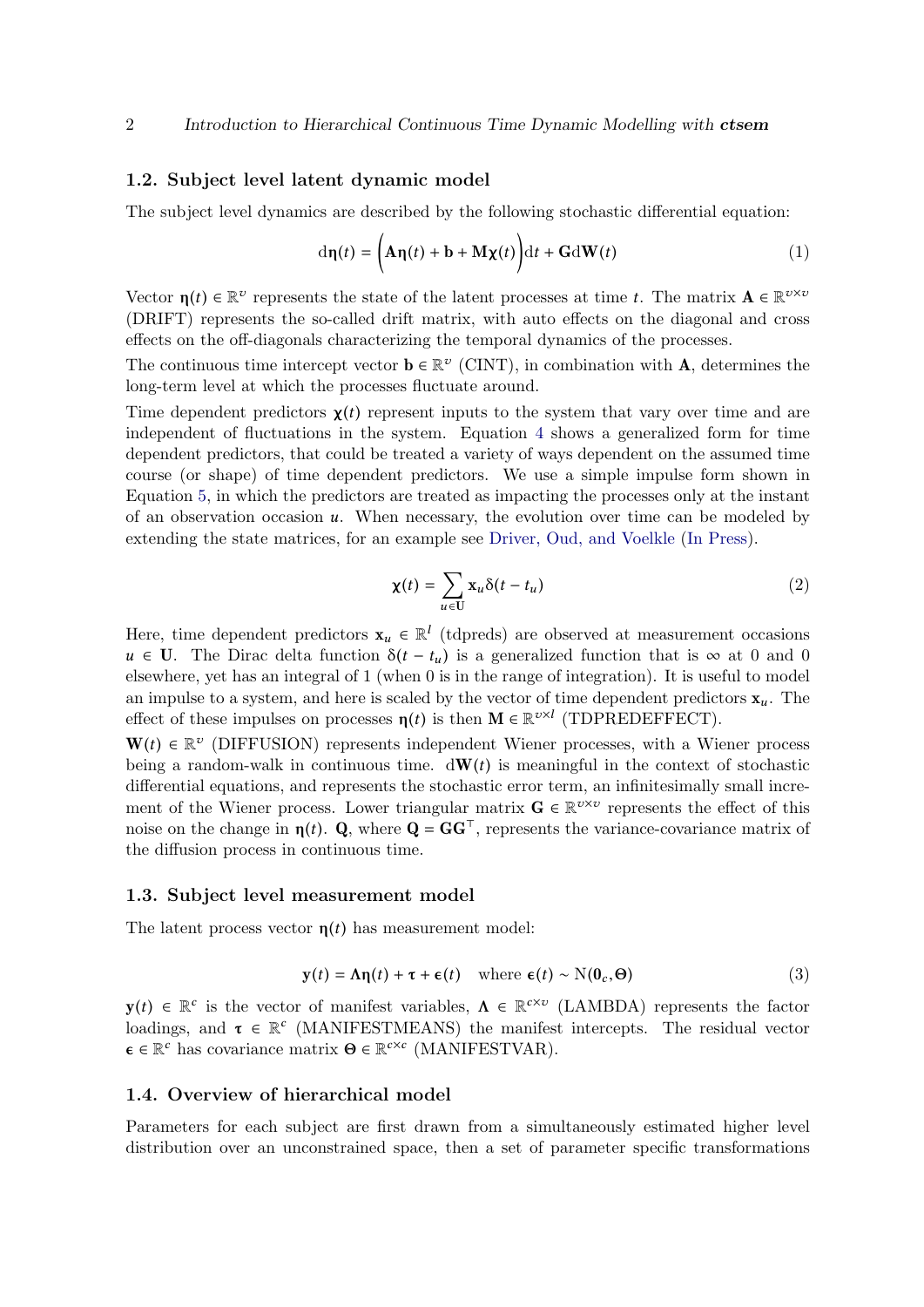### 1.2. Subject level latent dynamic model

The subject level dynamics are described by the following stochastic differential equation:

$$\mathrm{d}\boldsymbol{\eta}(t) = \bigg(\mathbf{A}\boldsymbol{\eta}(t) + \mathbf{b} + \mathbf{M}\boldsymbol{\chi}(t)\bigg)\mathrm{d}t + \mathbf{G}\mathrm{d}\mathbf{W}(t) \tag{1}$$

Vector $\boldsymbol{\eta}(t) \in \mathbb{R}^{v}$ represents the state of the latent processes at time $t$. The matrix $\mathbf{A} \in \mathbb{R}^{v \times v}$ (DRIFT) represents the so-called drift matrix, with auto effects on the diagonal and cross effects on the off-diagonals characterizing the temporal dynamics of the processes.

The continuous time intercept vector $\mathbf{b} \in \mathbb{R}^{v}$ (CINT), in combination with $\mathbf{A}$, determines the long-term level at which the processes fluctuate around.

Time dependent predictors $\boldsymbol{\chi}(t)$ represent inputs to the system that vary over time and are independent of fluctuations in the system. Equation 4 shows a generalized form for time dependent predictors, that could be treated a variety of ways dependent on the assumed time course (or shape) of time dependent predictors. We use a simple impulse form shown in Equation 5, in which the predictors are treated as impacting the processes only at the instant of an observation occasion $u$. When necessary, the evolution over time can be modeled by extending the state matrices, for an example see Driver, Oud, and Voelkle (In Press).

$$\boldsymbol{\chi}(t) = \sum_{u \in \mathbf{U}} \mathbf{x}_u \delta(t - t_u) \tag{2}$$

Here, time dependent predictors $\mathbf{x}_u \in \mathbb{R}^{l}$ (tdpreds) are observed at measurement occasions $u \in \mathbf{U}$. The Dirac delta function $\delta(t - t_u)$ is a generalized function that is $\infty$ at 0 and 0 elsewhere, yet has an integral of 1 (when 0 is in the range of integration). It is useful to model an impulse to a system, and here is scaled by the vector of time dependent predictors $\mathbf{x}_u$. The effect of these impulses on processes $\boldsymbol{\eta}(t)$ is then $\mathbf{M} \in \mathbb{R}^{v \times l}$ (TDPREDEFFECT).

$\mathbf{W}(t) \in \mathbb{R}^{v}$ (DIFFUSION) represents independent Wiener processes, with a Wiener process being a random-walk in continuous time. $\mathrm{d}\mathbf{W}(t)$ is meaningful in the context of stochastic differential equations, and represents the stochastic error term, an infinitesimally small increment of the Wiener process. Lower triangular matrix $\mathbf{G} \in \mathbb{R}^{v \times v}$ represents the effect of this noise on the change in $\boldsymbol{\eta}(t)$. $\mathbf{Q}$, where $\mathbf{Q} = \mathbf{G}\mathbf{G}^{\top}$, represents the variance-covariance matrix of the diffusion process in continuous time.

### 1.3. Subject level measurement model

The latent process vector $\boldsymbol{\eta}(t)$ has measurement model:

$$\mathbf{y}(t) = \boldsymbol{\Lambda}\boldsymbol{\eta}(t) + \boldsymbol{\tau} + \boldsymbol{\epsilon}(t) \quad \text{where } \boldsymbol{\epsilon}(t) \sim \mathrm{N}(\mathbf{0}_c, \boldsymbol{\Theta}) \tag{3}$$

$\mathbf{y}(t) \in \mathbb{R}^{c}$ is the vector of manifest variables, $\boldsymbol{\Lambda} \in \mathbb{R}^{c \times v}$ (LAMBDA) represents the factor loadings, and $\boldsymbol{\tau} \in \mathbb{R}^{c}$ (MANIFESTMEANS) the manifest intercepts. The residual vector $\boldsymbol{\epsilon} \in \mathbb{R}^{c}$ has covariance matrix $\boldsymbol{\Theta} \in \mathbb{R}^{c \times c}$ (MANIFESTVAR).

### 1.4. Overview of hierarchical model

Parameters for each subject are first drawn from a simultaneously estimated higher level distribution over an unconstrained space, then a set of parameter specific transformations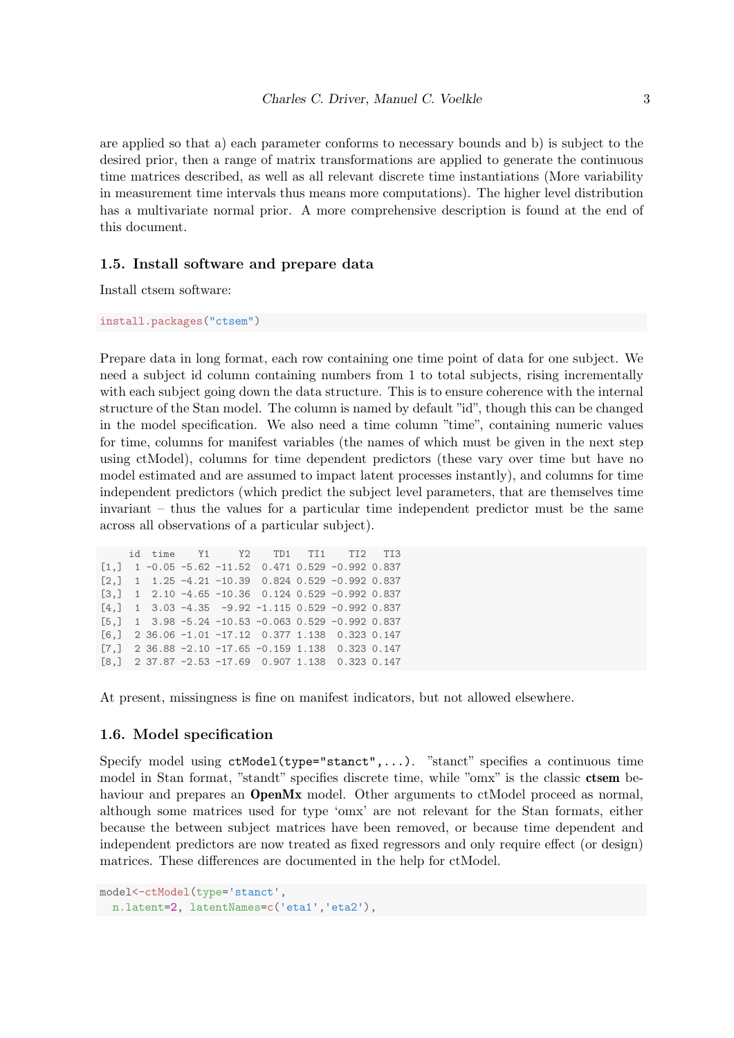are applied so that a) each parameter conforms to necessary bounds and b) is subject to the desired prior, then a range of matrix transformations are applied to generate the continuous time matrices described, as well as all relevant discrete time instantiations (More variability in measurement time intervals thus means more computations). The higher level distribution has a multivariate normal prior. A more comprehensive description is found at the end of this document.

### 1.5. Install software and prepare data

Install ctsem software:

```
install.packages("ctsem")
```

Prepare data in long format, each row containing one time point of data for one subject. We need a subject id column containing numbers from 1 to total subjects, rising incrementally with each subject going down the data structure. This is to ensure coherence with the internal structure of the Stan model. The column is named by default "id", though this can be changed in the model specification. We also need a time column "time", containing numeric values for time, columns for manifest variables (the names of which must be given in the next step using ctModel), columns for time dependent predictors (these vary over time but have no model estimated and are assumed to impact latent processes instantly), and columns for time independent predictors (which predict the subject level parameters, that are themselves time invariant – thus the values for a particular time independent predictor must be the same across all observations of a particular subject).

```
     id  time    Y1     Y2    TD1   TI1    TI2   TI3
[1,]  1 -0.05 -5.62 -11.52  0.471 0.529 -0.992 0.837
[2,]  1  1.25 -4.21 -10.39  0.824 0.529 -0.992 0.837
[3,]  1  2.10 -4.65 -10.36  0.124 0.529 -0.992 0.837
[4,]  1  3.03 -4.35  -9.92 -1.115 0.529 -0.992 0.837
[5,]  1  3.98 -5.24 -10.53 -0.063 0.529 -0.992 0.837
[6,]  2 36.06 -1.01 -17.12  0.377 1.138  0.323 0.147
[7,]  2 36.88 -2.10 -17.65 -0.159 1.138  0.323 0.147
[8,]  2 37.87 -2.53 -17.69  0.907 1.138  0.323 0.147
```

At present, missingness is fine on manifest indicators, but not allowed elsewhere.

### 1.6. Model specification

Specify model using `ctModel(type="stanct",...)`. "stanct" specifies a continuous time model in Stan format, "standt" specifies discrete time, while "omx" is the classic **ctsem** behaviour and prepares an **OpenMx** model. Other arguments to ctModel proceed as normal, although some matrices used for type 'omx' are not relevant for the Stan formats, either because the between subject matrices have been removed, or because time dependent and independent predictors are now treated as fixed regressors and only require effect (or design) matrices. These differences are documented in the help for ctModel.

```
model<-ctModel(type='stanct',
  n.latent=2, latentNames=c('eta1','eta2'),
```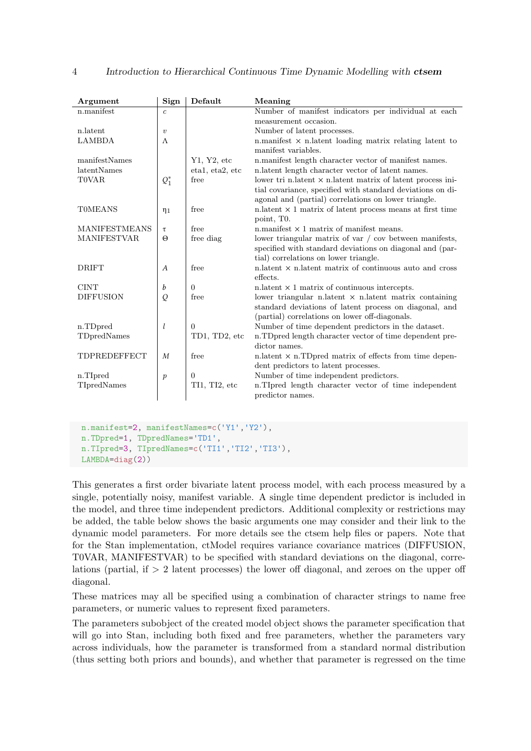| Argument | Sign | Default | Meaning |
|---|---|---|---|
| n.manifest | $c$ | | Number of manifest indicators per individual at each measurement occasion. |
| n.latent | $v$ | | Number of latent processes. |
| LAMBDA | $\Lambda$ | | n.manifest × n.latent loading matrix relating latent to manifest variables. |
| manifestNames | | Y1, Y2, etc | n.manifest length character vector of manifest names. |
| latentNames | | eta1, eta2, etc | n.latent length character vector of latent names. |
| T0VAR | $Q_1^*$ | free | lower tri n.latent × n.latent matrix of latent process initial covariance, specified with standard deviations on diagonal and (partial) correlations on lower triangle. |
| T0MEANS | $\eta_1$ | free | n.latent × 1 matrix of latent process means at first time point, T0. |
| MANIFESTMEANS | $\tau$ | free | n.manifest × 1 matrix of manifest means. |
| MANIFESTVAR | $\Theta$ | free diag | lower triangular matrix of var / cov between manifests, specified with standard deviations on diagonal and (partial) correlations on lower triangle. |
| DRIFT | $A$ | free | n.latent × n.latent matrix of continuous auto and cross effects. |
| CINT | $b$ | 0 | n.latent × 1 matrix of continuous intercepts. |
| DIFFUSION | $Q$ | free | lower triangular n.latent × n.latent matrix containing standard deviations of latent process on diagonal, and (partial) correlations on lower off-diagonals. |
| n.TDpred | $l$ | 0 | Number of time dependent predictors in the dataset. |
| TDpredNames | | TD1, TD2, etc | n.TDpred length character vector of time dependent predictor names. |
| TDPREDEFFECT | $M$ | free | n.latent × n.TDpred matrix of effects from time dependent predictors to latent processes. |
| n.TIpred | $p$ | 0 | Number of time independent predictors. |
| TIpredNames | | TI1, TI2, etc | n.TIpred length character vector of time independent predictor names. |

```
n.manifest=2, manifestNames=c('Y1','Y2'),
n.TDpred=1, TDpredNames='TD1',
n.TIpred=3, TIpredNames=c('TI1','TI2','TI3'),
LAMBDA=diag(2))
```

This generates a first order bivariate latent process model, with each process measured by a single, potentially noisy, manifest variable. A single time dependent predictor is included in the model, and three time independent predictors. Additional complexity or restrictions may be added, the table below shows the basic arguments one may consider and their link to the dynamic model parameters. For more details see the ctsem help files or papers. Note that for the Stan implementation, ctModel requires variance covariance matrices (DIFFUSION, T0VAR, MANIFESTVAR) to be specified with standard deviations on the diagonal, correlations (partial, if $> 2$ latent processes) the lower off diagonal, and zeroes on the upper off diagonal.

These matrices may all be specified using a combination of character strings to name free parameters, or numeric values to represent fixed parameters.

The parameters subobject of the created model object shows the parameter specification that will go into Stan, including both fixed and free parameters, whether the parameters vary across individuals, how the parameter is transformed from a standard normal distribution (thus setting both priors and bounds), and whether that parameter is regressed on the time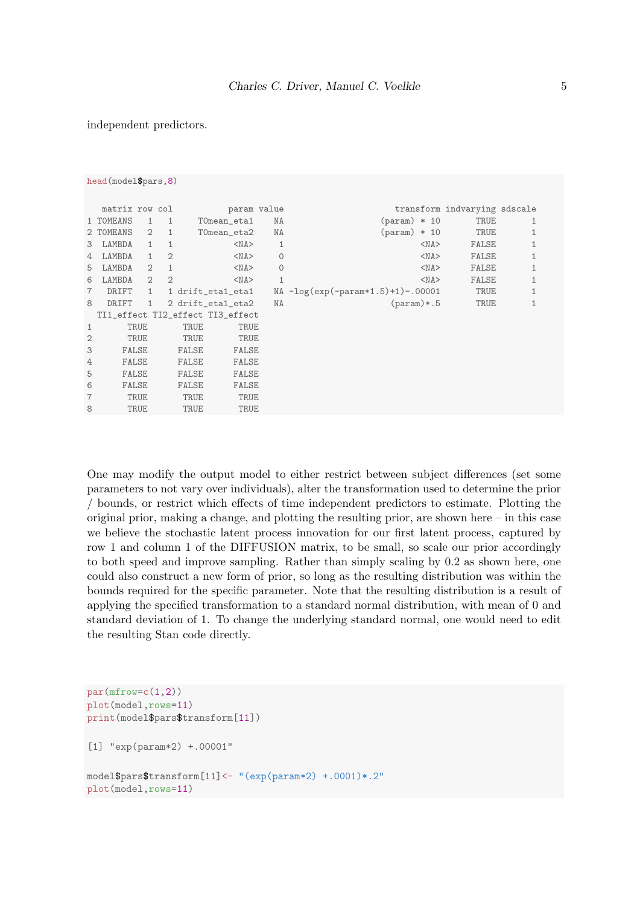independent predictors.

```
head(model$pars,8)

   matrix row col           param value                     transform indvarying sdscale
1 T0MEANS   1   1     T0mean_eta1    NA                  (param) * 10       TRUE       1
2 T0MEANS   2   1     T0mean_eta2    NA                  (param) * 10       TRUE       1
3  LAMBDA   1   1            <NA>     1                          <NA>      FALSE       1
4  LAMBDA   1   2            <NA>     0                          <NA>      FALSE       1
5  LAMBDA   2   1            <NA>     0                          <NA>      FALSE       1
6  LAMBDA   2   2            <NA>     1                          <NA>      FALSE       1
7   DRIFT   1   1 drift_eta1_eta1    NA -log(exp(-param*1.5)+1)-.00001       TRUE       1
8   DRIFT   1   2 drift_eta1_eta2    NA                    (param)*.5       TRUE       1
  TI1_effect TI2_effect TI3_effect
1       TRUE       TRUE       TRUE
2       TRUE       TRUE       TRUE
3      FALSE      FALSE      FALSE
4      FALSE      FALSE      FALSE
5      FALSE      FALSE      FALSE
6      FALSE      FALSE      FALSE
7       TRUE       TRUE       TRUE
8       TRUE       TRUE       TRUE
```

One may modify the output model to either restrict between subject differences (set some parameters to not vary over individuals), alter the transformation used to determine the prior / bounds, or restrict which effects of time independent predictors to estimate. Plotting the original prior, making a change, and plotting the resulting prior, are shown here – in this case we believe the stochastic latent process innovation for our first latent process, captured by row 1 and column 1 of the DIFFUSION matrix, to be small, so scale our prior accordingly to both speed and improve sampling. Rather than simply scaling by 0.2 as shown here, one could also construct a new form of prior, so long as the resulting distribution was within the bounds required for the specific parameter. Note that the resulting distribution is a result of applying the specified transformation to a standard normal distribution, with mean of 0 and standard deviation of 1. To change the underlying standard normal, one would need to edit the resulting Stan code directly.

```
par(mfrow=c(1,2))
plot(model,rows=11)
print(model$pars$transform[11])

[1] "exp(param*2) +.00001"

model$pars$transform[11]<- "(exp(param*2) +.0001)*.2"
plot(model,rows=11)
```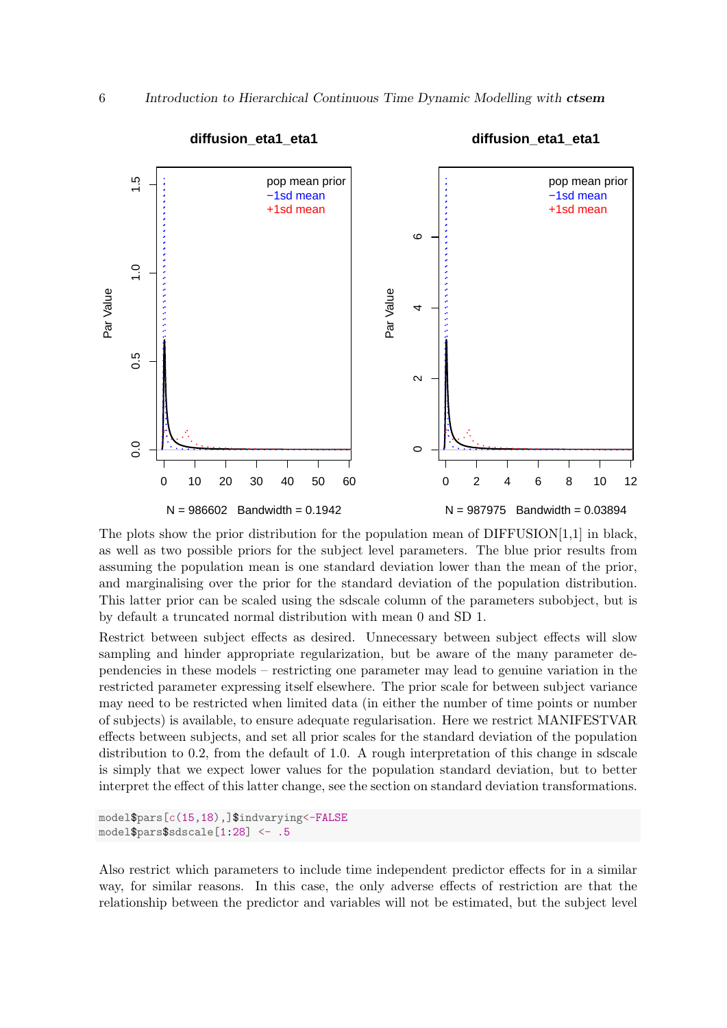The plots show the prior distribution for the population mean of DIFFUSION[1,1] in black, as well as two possible priors for the subject level parameters. The blue prior results from assuming the population mean is one standard deviation lower than the mean of the prior, and marginalising over the prior for the standard deviation of the population distribution. This latter prior can be scaled using the sdscale column of the parameters subobject, but is by default a truncated normal distribution with mean 0 and SD 1.

Restrict between subject effects as desired. Unnecessary between subject effects will slow sampling and hinder appropriate regularization, but be aware of the many parameter dependencies in these models – restricting one parameter may lead to genuine variation in the restricted parameter expressing itself elsewhere. The prior scale for between subject variance may need to be restricted when limited data (in either the number of time points or number of subjects) is available, to ensure adequate regularisation. Here we restrict MANIFESTVAR effects between subjects, and set all prior scales for the standard deviation of the population distribution to 0.2, from the default of 1.0. A rough interpretation of this change in sdscale is simply that we expect lower values for the population standard deviation, but to better interpret the effect of this latter change, see the section on standard deviation transformations.

```
model$pars[c(15,18),]$indvarying<-FALSE
model$pars$sdscale[1:28] <- .5
```

Also restrict which parameters to include time independent predictor effects for in a similar way, for similar reasons. In this case, the only adverse effects of restriction are that the relationship between the predictor and variables will not be estimated, but the subject level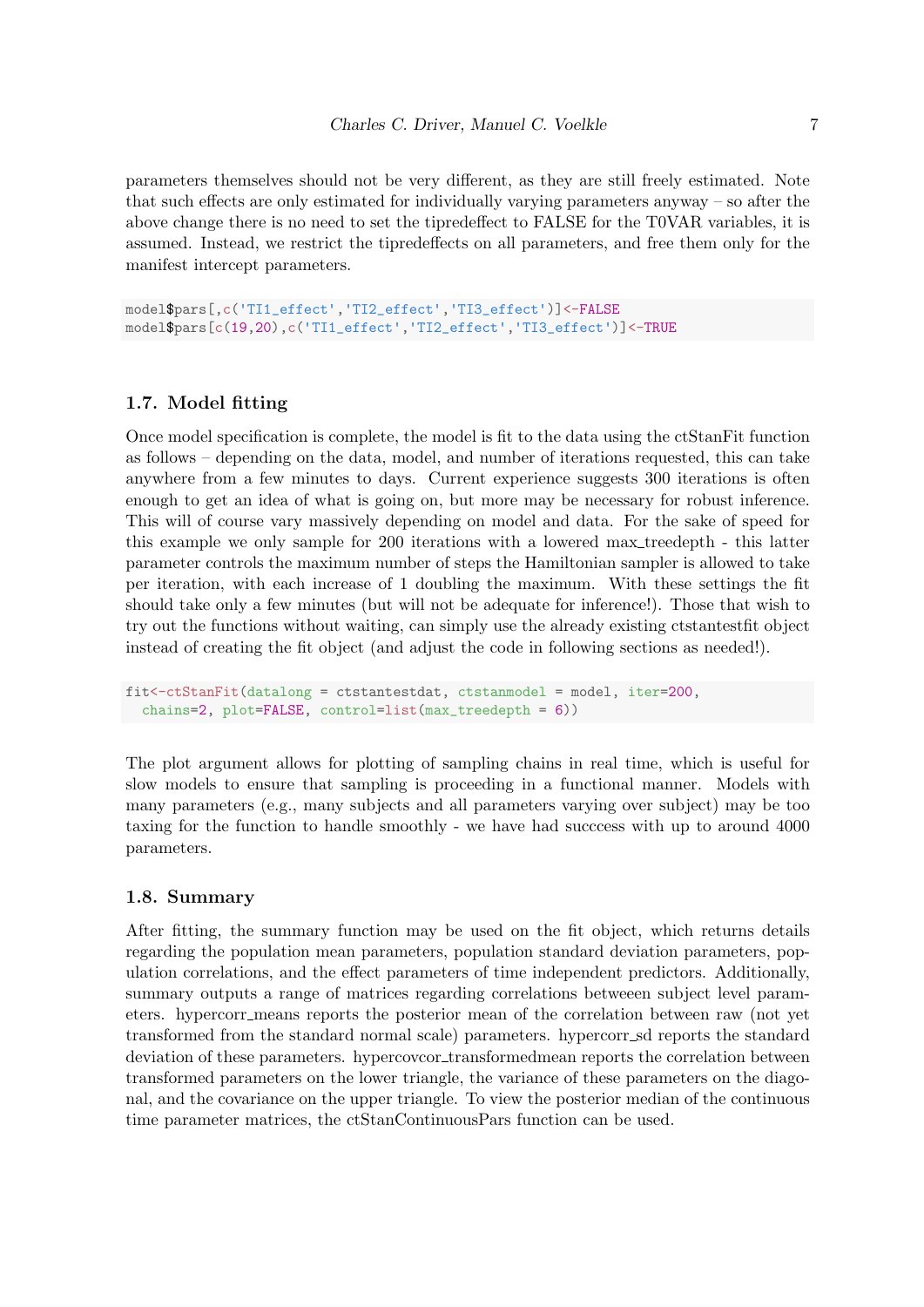parameters themselves should not be very different, as they are still freely estimated. Note that such effects are only estimated for individually varying parameters anyway – so after the above change there is no need to set the tipredeffect to FALSE for the T0VAR variables, it is assumed. Instead, we restrict the tipredeffects on all parameters, and free them only for the manifest intercept parameters.

```
model$pars[,c('TI1_effect','TI2_effect','TI3_effect')]<-FALSE
model$pars[c(19,20),c('TI1_effect','TI2_effect','TI3_effect')]<-TRUE
```

### 1.7. Model fitting

Once model specification is complete, the model is fit to the data using the ctStanFit function as follows – depending on the data, model, and number of iterations requested, this can take anywhere from a few minutes to days. Current experience suggests 300 iterations is often enough to get an idea of what is going on, but more may be necessary for robust inference. This will of course vary massively depending on model and data. For the sake of speed for this example we only sample for 200 iterations with a lowered max_treedepth - this latter parameter controls the maximum number of steps the Hamiltonian sampler is allowed to take per iteration, with each increase of 1 doubling the maximum. With these settings the fit should take only a few minutes (but will not be adequate for inference!). Those that wish to try out the functions without waiting, can simply use the already existing ctstantestfit object instead of creating the fit object (and adjust the code in following sections as needed!).

```
fit<-ctStanFit(datalong = ctstantestdat, ctstanmodel = model, iter=200,
  chains=2, plot=FALSE, control=list(max_treedepth = 6))
```

The plot argument allows for plotting of sampling chains in real time, which is useful for slow models to ensure that sampling is proceeding in a functional manner. Models with many parameters (e.g., many subjects and all parameters varying over subject) may be too taxing for the function to handle smoothly - we have had succcess with up to around 4000 parameters.

### 1.8. Summary

After fitting, the summary function may be used on the fit object, which returns details regarding the population mean parameters, population standard deviation parameters, population correlations, and the effect parameters of time independent predictors. Additionally, summary outputs a range of matrices regarding correlations betweeen subject level parameters. hypercorr_means reports the posterior mean of the correlation between raw (not yet transformed from the standard normal scale) parameters. hypercorr_sd reports the standard deviation of these parameters. hypercovcor_transformedmean reports the correlation between transformed parameters on the lower triangle, the variance of these parameters on the diagonal, and the covariance on the upper triangle. To view the posterior median of the continuous time parameter matrices, the ctStanContinuousPars function can be used.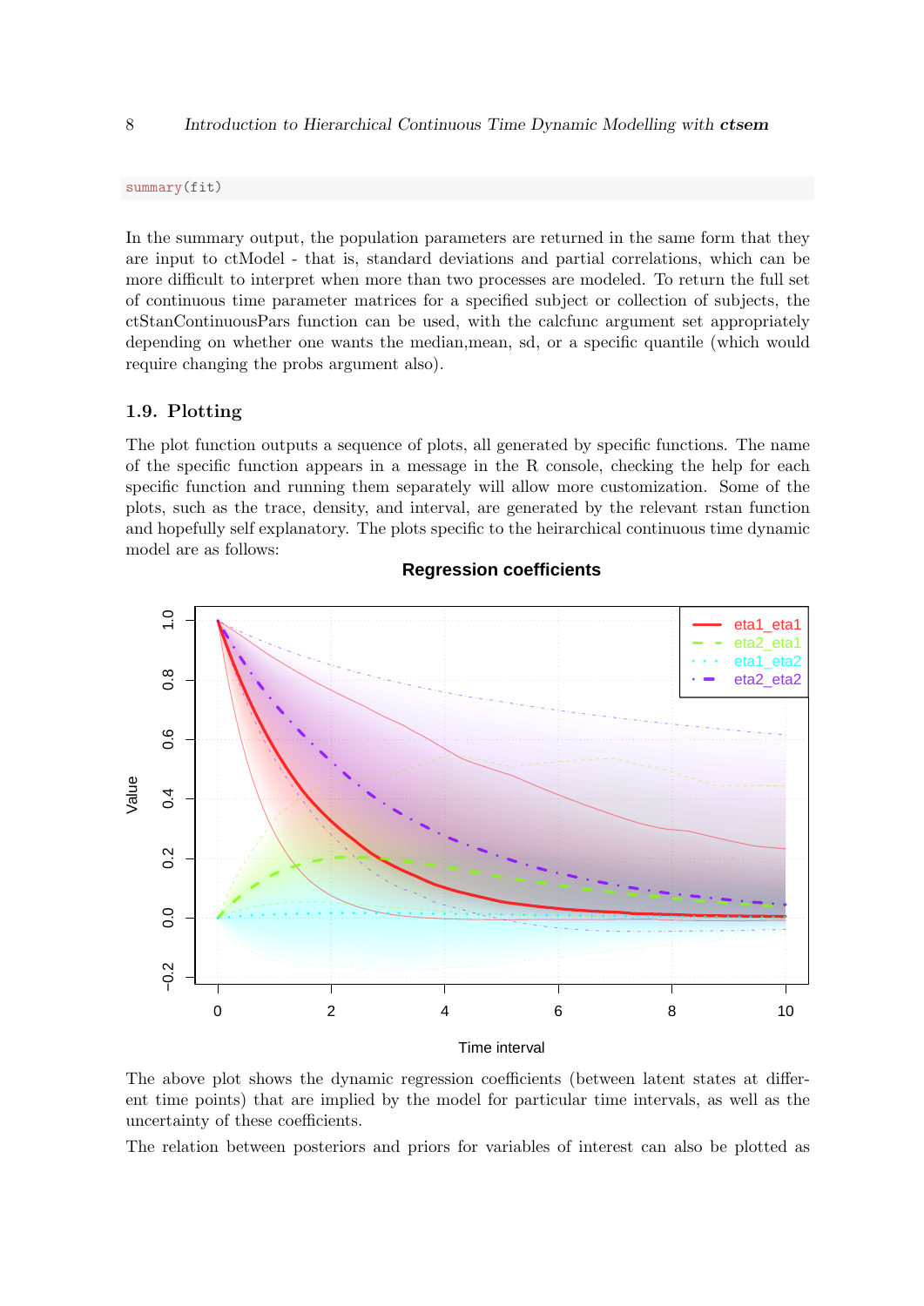```
summary(fit)
```

In the summary output, the population parameters are returned in the same form that they are input to ctModel - that is, standard deviations and partial correlations, which can be more difficult to interpret when more than two processes are modeled. To return the full set of continuous time parameter matrices for a specified subject or collection of subjects, the ctStanContinuousPars function can be used, with the calcfunc argument set appropriately depending on whether one wants the median,mean, sd, or a specific quantile (which would require changing the probs argument also).

## 1.9. Plotting

The plot function outputs a sequence of plots, all generated by specific functions. The name of the specific function appears in a message in the R console, checking the help for each specific function and running them separately will allow more customization. Some of the plots, such as the trace, density, and interval, are generated by the relevant rstan function and hopefully self explanatory. The plots specific to the heirarchical continuous time dynamic model are as follows:

The above plot shows the dynamic regression coefficients (between latent states at different time points) that are implied by the model for particular time intervals, as well as the uncertainty of these coefficients.

The relation between posteriors and priors for variables of interest can also be plotted as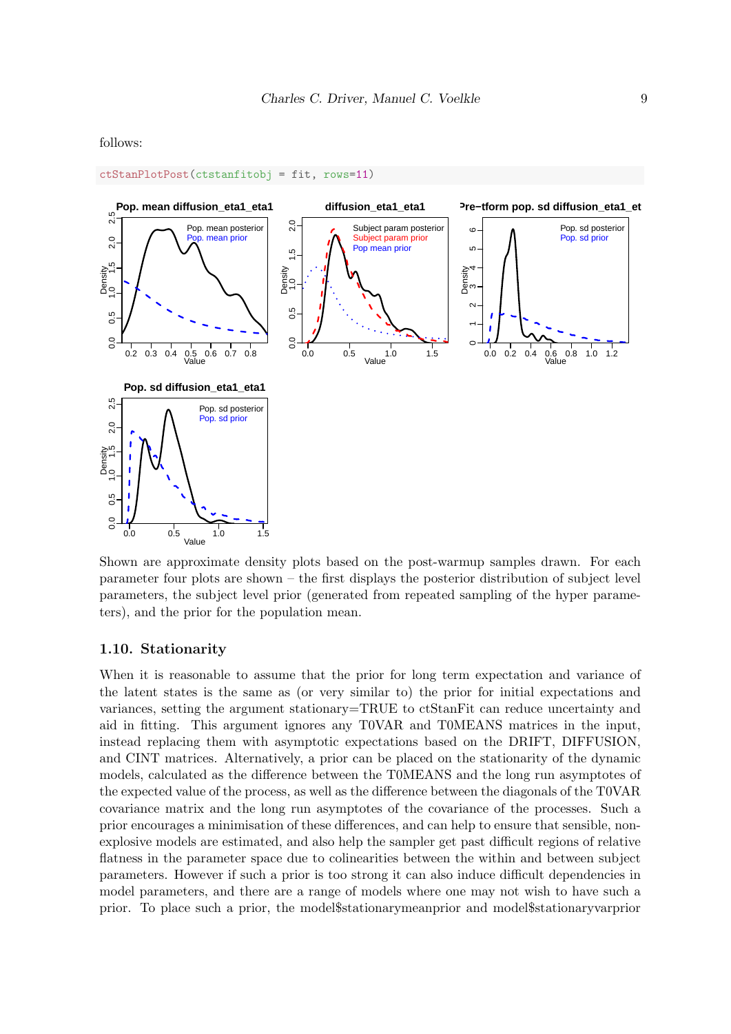follows:

```
ctStanPlotPost(ctstanfitobj = fit, rows=11)
```

Shown are approximate density plots based on the post-warmup samples drawn. For each parameter four plots are shown – the first displays the posterior distribution of subject level parameters, the subject level prior (generated from repeated sampling of the hyper parameters), and the prior for the population mean.

### 1.10. Stationarity

When it is reasonable to assume that the prior for long term expectation and variance of the latent states is the same as (or very similar to) the prior for initial expectations and variances, setting the argument stationary=TRUE to ctStanFit can reduce uncertainty and aid in fitting. This argument ignores any T0VAR and T0MEANS matrices in the input, instead replacing them with asymptotic expectations based on the DRIFT, DIFFUSION, and CINT matrices. Alternatively, a prior can be placed on the stationarity of the dynamic models, calculated as the difference between the T0MEANS and the long run asymptotes of the expected value of the process, as well as the difference between the diagonals of the T0VAR covariance matrix and the long run asymptotes of the covariance of the processes. Such a prior encourages a minimisation of these differences, and can help to ensure that sensible, non-explosive models are estimated, and also help the sampler get past difficult regions of relative flatness in the parameter space due to colinearities between the within and between subject parameters. However if such a prior is too strong it can also induce difficult dependencies in model parameters, and there are a range of models where one may not wish to have such a prior. To place such a prior, the model$stationarymeanprior and model$stationaryvarprior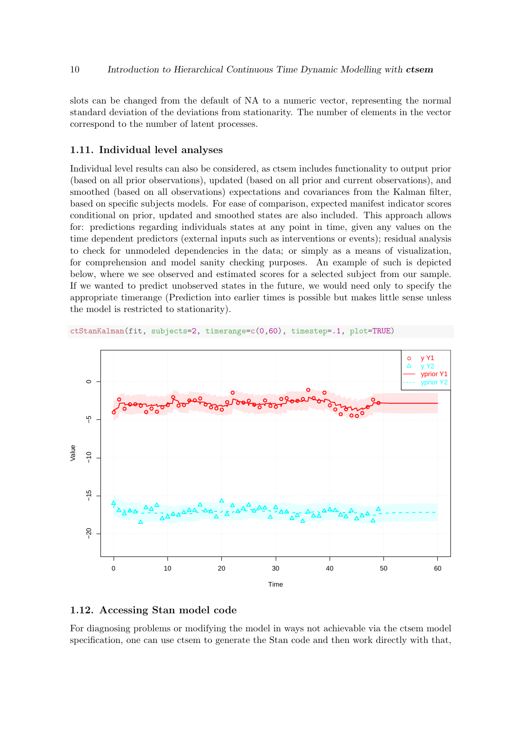slots can be changed from the default of NA to a numeric vector, representing the normal standard deviation of the deviations from stationarity. The number of elements in the vector correspond to the number of latent processes.

## 1.11. Individual level analyses

Individual level results can also be considered, as ctsem includes functionality to output prior (based on all prior observations), updated (based on all prior and current observations), and smoothed (based on all observations) expectations and covariances from the Kalman filter, based on specific subjects models. For ease of comparison, expected manifest indicator scores conditional on prior, updated and smoothed states are also included. This approach allows for: predictions regarding individuals states at any point in time, given any values on the time dependent predictors (external inputs such as interventions or events); residual analysis to check for unmodeled dependencies in the data; or simply as a means of visualization, for comprehension and model sanity checking purposes. An example of such is depicted below, where we see observed and estimated scores for a selected subject from our sample. If we wanted to predict unobserved states in the future, we would need only to specify the appropriate timerange (Prediction into earlier times is possible but makes little sense unless the model is restricted to stationarity).

```
ctStanKalman(fit, subjects=2, timerange=c(0,60), timestep=.1, plot=TRUE)
```

## 1.12. Accessing Stan model code

For diagnosing problems or modifying the model in ways not achievable via the ctsem model specification, one can use ctsem to generate the Stan code and then work directly with that,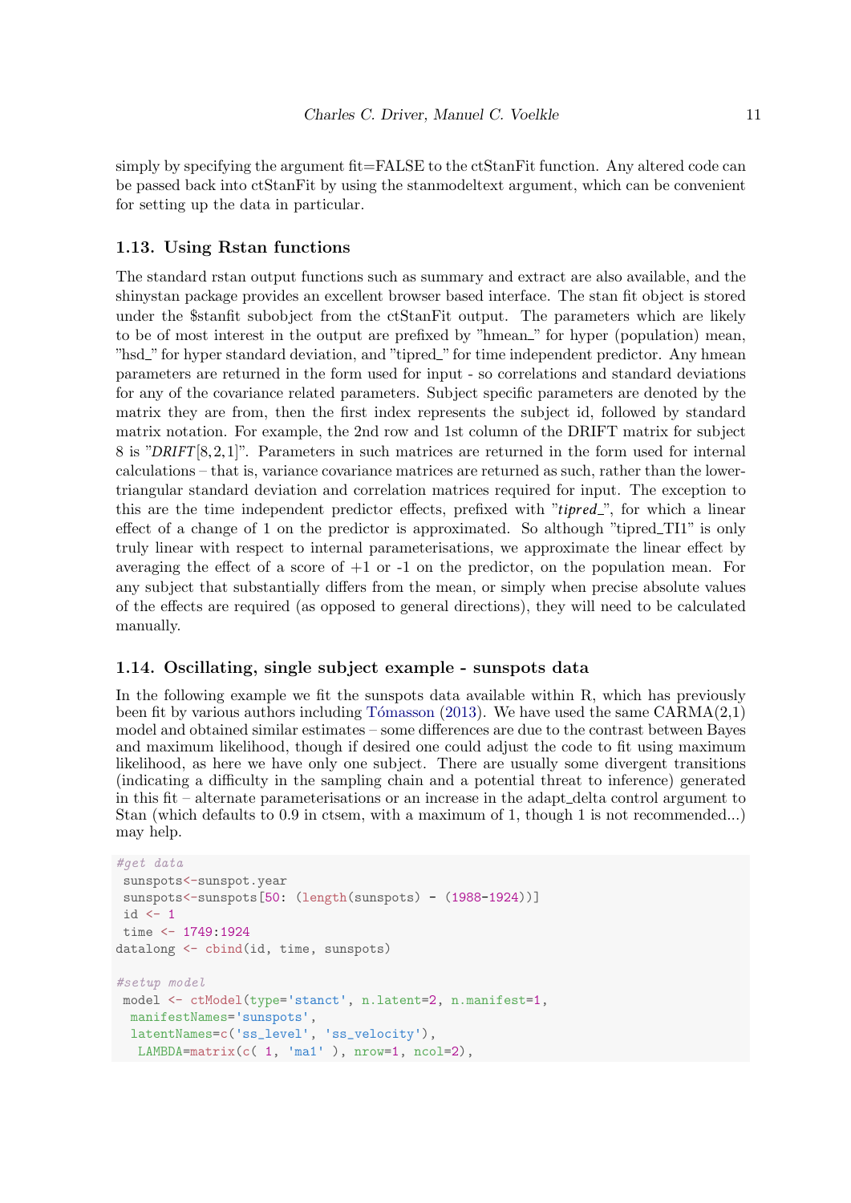simply by specifying the argument fit=FALSE to the ctStanFit function. Any altered code can be passed back into ctStanFit by using the stanmodeltext argument, which can be convenient for setting up the data in particular.

### 1.13. Using Rstan functions

The standard rstan output functions such as summary and extract are also available, and the shinystan package provides an excellent browser based interface. The stan fit object is stored under the $stanfit subobject from the ctStanFit output. The parameters which are likely to be of most interest in the output are prefixed by "hmean_" for hyper (population) mean, "hsd_" for hyper standard deviation, and "tipred_" for time independent predictor. Any hmean parameters are returned in the form used for input - so correlations and standard deviations for any of the covariance related parameters. Subject specific parameters are denoted by the matrix they are from, then the first index represents the subject id, followed by standard matrix notation. For example, the 2nd row and 1st column of the DRIFT matrix for subject 8 is "*DRIFT*[8,2,1]". Parameters in such matrices are returned in the form used for internal calculations – that is, variance covariance matrices are returned as such, rather than the lower-triangular standard deviation and correlation matrices required for input. The exception to this are the time independent predictor effects, prefixed with "*tipred_*", for which a linear effect of a change of 1 on the predictor is approximated. So although "tipred_TI1" is only truly linear with respect to internal parameterisations, we approximate the linear effect by averaging the effect of a score of +1 or -1 on the predictor, on the population mean. For any subject that substantially differs from the mean, or simply when precise absolute values of the effects are required (as opposed to general directions), they will need to be calculated manually.

### 1.14. Oscillating, single subject example - sunspots data

In the following example we fit the sunspots data available within R, which has previously been fit by various authors including Tómasson (2013). We have used the same CARMA(2,1) model and obtained similar estimates – some differences are due to the contrast between Bayes and maximum likelihood, though if desired one could adjust the code to fit using maximum likelihood, as here we have only one subject. There are usually some divergent transitions (indicating a difficulty in the sampling chain and a potential threat to inference) generated in this fit – alternate parameterisations or an increase in the adapt_delta control argument to Stan (which defaults to 0.9 in ctsem, with a maximum of 1, though 1 is not recommended...) may help.

```
#get data
 sunspots<-sunspot.year
 sunspots<-sunspots[50: (length(sunspots) - (1988-1924))]
 id <- 1
 time <- 1749:1924
datalong <- cbind(id, time, sunspots)

#setup model
 model <- ctModel(type='stanct', n.latent=2, n.manifest=1,
  manifestNames='sunspots',
  latentNames=c('ss_level', 'ss_velocity'),
   LAMBDA=matrix(c( 1, 'ma1' ), nrow=1, ncol=2),
```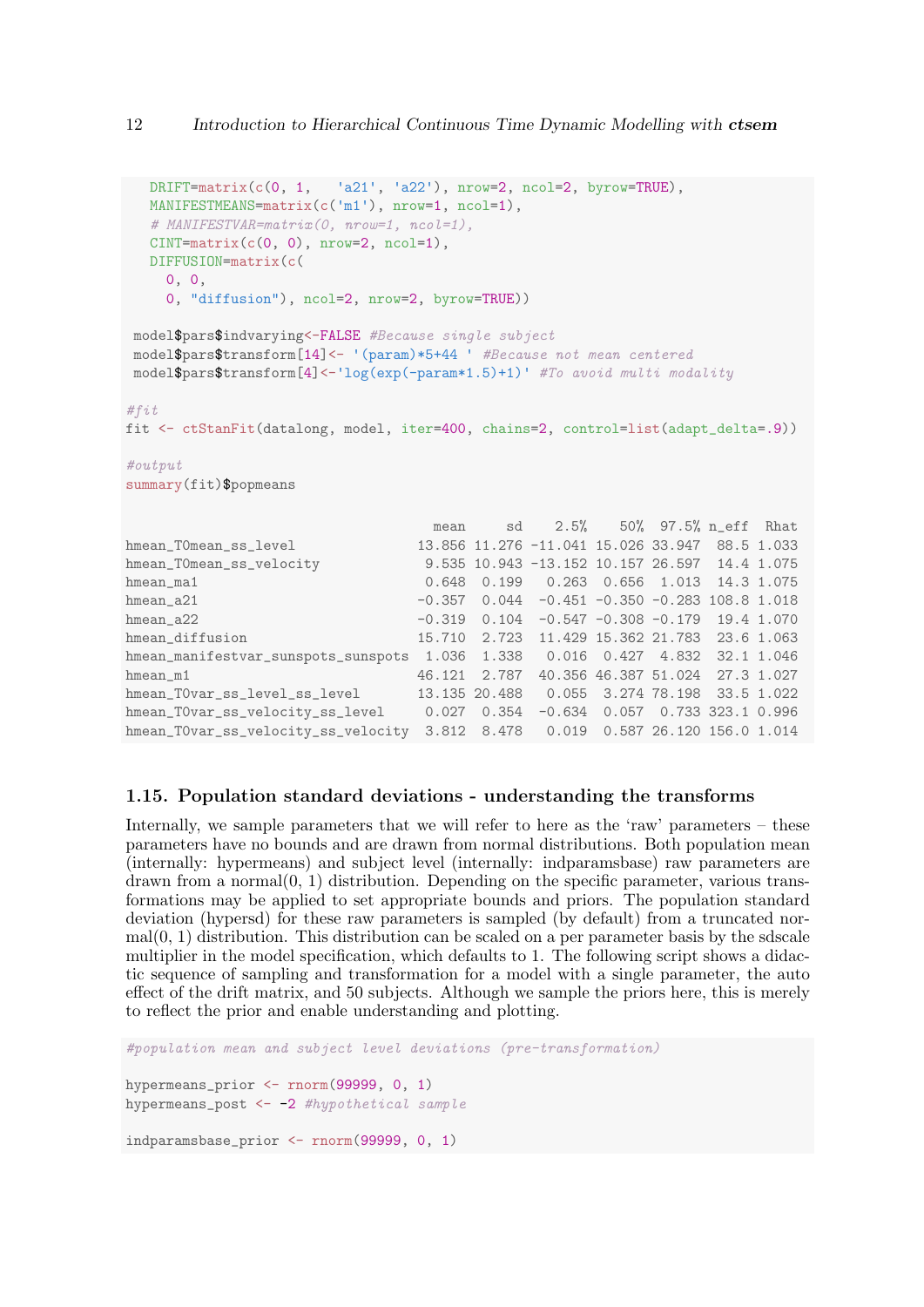```
  DRIFT=matrix(c(0, 1,   'a21', 'a22'), nrow=2, ncol=2, byrow=TRUE),
  MANIFESTMEANS=matrix(c('m1'), nrow=1, ncol=1),
  # MANIFESTVAR=matrix(0, nrow=1, ncol=1),
  CINT=matrix(c(0, 0), nrow=2, ncol=1),
  DIFFUSION=matrix(c(
    0, 0,
    0, "diffusion"), ncol=2, nrow=2, byrow=TRUE))

 model$pars$indvarying<-FALSE #Because single subject
 model$pars$transform[14]<- '(param)*5+44 ' #Because not mean centered
 model$pars$transform[4]<-'log(exp(-param*1.5)+1)' #To avoid multi modality

#fit
fit <- ctStanFit(datalong, model, iter=400, chains=2, control=list(adapt_delta=.9))

#output
summary(fit)$popmeans

                                    mean     sd    2.5%    50%   97.5% n_eff  Rhat
hmean_T0mean_ss_level             13.856 11.276 -11.041 15.026 33.947  88.5 1.033
hmean_T0mean_ss_velocity           9.535 10.943 -13.152 10.157 26.597  14.4 1.075
hmean_ma1                          0.648  0.199   0.263  0.656  1.013  14.3 1.075
hmean_a21                         -0.357  0.044  -0.451 -0.350 -0.283 108.8 1.018
hmean_a22                         -0.319  0.104  -0.547 -0.308 -0.179  19.4 1.070
hmean_diffusion                   15.710  2.723  11.429 15.362 21.783  23.6 1.063
hmean_manifestvar_sunspots_sunspots  1.036  1.338   0.016  0.427  4.832  32.1 1.046
hmean_m1                          46.121  2.787  40.356 46.387 51.024  27.3 1.027
hmean_T0var_ss_level_ss_level     13.135 20.488   0.055  3.274 78.198  33.5 1.022
hmean_T0var_ss_velocity_ss_level   0.027  0.354  -0.634  0.057  0.733 323.1 0.996
hmean_T0var_ss_velocity_ss_velocity  3.812  8.478   0.019  0.587 26.120 156.0 1.014
```

### 1.15. Population standard deviations - understanding the transforms

Internally, we sample parameters that we will refer to here as the 'raw' parameters – these parameters have no bounds and are drawn from normal distributions. Both population mean (internally: hypermeans) and subject level (internally: indparamsbase) raw parameters are drawn from a normal(0, 1) distribution. Depending on the specific parameter, various transformations may be applied to set appropriate bounds and priors. The population standard deviation (hypersd) for these raw parameters is sampled (by default) from a truncated normal(0, 1) distribution. This distribution can be scaled on a per parameter basis by the sdscale multiplier in the model specification, which defaults to 1. The following script shows a didactic sequence of sampling and transformation for a model with a single parameter, the auto effect of the drift matrix, and 50 subjects. Although we sample the priors here, this is merely to reflect the prior and enable understanding and plotting.

```
#population mean and subject level deviations (pre-transformation)

hypermeans_prior <- rnorm(99999, 0, 1)
hypermeans_post <- -2 #hypothetical sample

indparamsbase_prior <- rnorm(99999, 0, 1)
```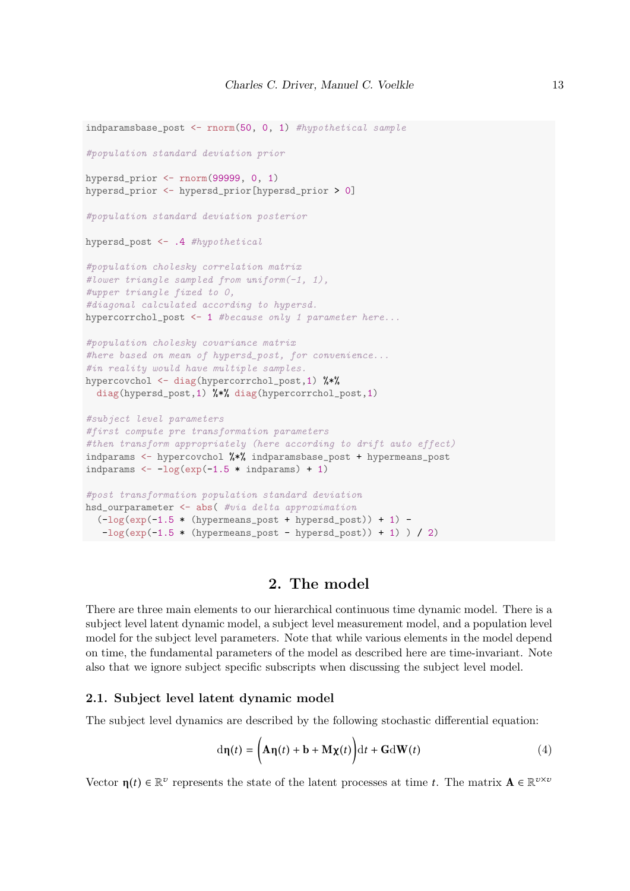```
indparamsbase_post <- rnorm(50, 0, 1) #hypothetical sample

#population standard deviation prior

hypersd_prior <- rnorm(99999, 0, 1)
hypersd_prior <- hypersd_prior[hypersd_prior > 0]

#population standard deviation posterior

hypersd_post <- .4 #hypothetical

#population cholesky correlation matrix
#lower triangle sampled from uniform(-1, 1),
#upper triangle fixed to 0,
#diagonal calculated according to hypersd.
hypercorrchol_post <- 1 #because only 1 parameter here...

#population cholesky covariance matrix
#here based on mean of hypersd_post, for convenience...
#in reality would have multiple samples.
hypercovchol <- diag(hypercorrchol_post,1) %*%
  diag(hypersd_post,1) %*% diag(hypercorrchol_post,1)

#subject level parameters
#first compute pre transformation parameters
#then transform appropriately (here according to drift auto effect)
indparams <- hypercovchol %*% indparamsbase_post + hypermeans_post
indparams <- -log(exp(-1.5 * indparams) + 1)

#post transformation population standard deviation
hsd_ourparameter <- abs( #via delta approximation
  (-log(exp(-1.5 * (hypermeans_post + hypersd_post)) + 1) -
   -log(exp(-1.5 * (hypermeans_post - hypersd_post)) + 1) ) / 2)
```

## 2. The model

There are three main elements to our hierarchical continuous time dynamic model. There is a subject level latent dynamic model, a subject level measurement model, and a population level model for the subject level parameters. Note that while various elements in the model depend on time, the fundamental parameters of the model as described here are time-invariant. Note also that we ignore subject specific subscripts when discussing the subject level model.

### 2.1. Subject level latent dynamic model

The subject level dynamics are described by the following stochastic differential equation:

$$\mathrm{d}\boldsymbol{\eta}(t) = \bigg(\mathbf{A}\boldsymbol{\eta}(t) + \mathbf{b} + \mathbf{M}\boldsymbol{\chi}(t)\bigg)\mathrm{d}t + \mathbf{G}\mathrm{d}\mathbf{W}(t) \tag{4}$$

Vector $\boldsymbol{\eta}(t) \in \mathbb{R}^{v}$ represents the state of the latent processes at time $t$. The matrix $\mathbf{A} \in \mathbb{R}^{v \times v}$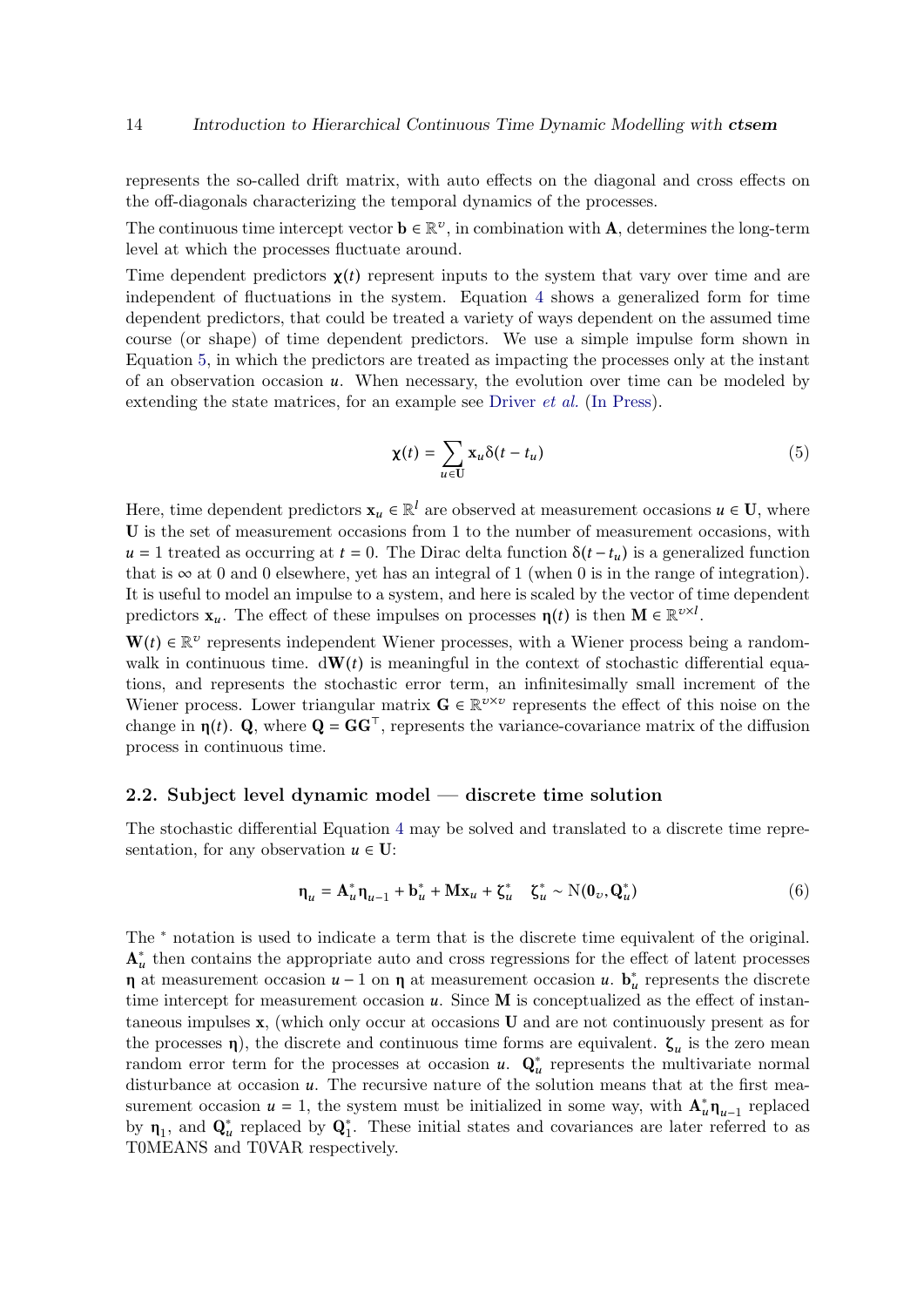represents the so-called drift matrix, with auto effects on the diagonal and cross effects on the off-diagonals characterizing the temporal dynamics of the processes.

The continuous time intercept vector $\mathbf{b} \in \mathbb{R}^{v}$, in combination with $\mathbf{A}$, determines the long-term level at which the processes fluctuate around.

Time dependent predictors $\boldsymbol{\chi}(t)$ represent inputs to the system that vary over time and are independent of fluctuations in the system. Equation 4 shows a generalized form for time dependent predictors, that could be treated a variety of ways dependent on the assumed time course (or shape) of time dependent predictors. We use a simple impulse form shown in Equation 5, in which the predictors are treated as impacting the processes only at the instant of an observation occasion $u$. When necessary, the evolution over time can be modeled by extending the state matrices, for an example see Driver *et al.* (In Press).

$$\boldsymbol{\chi}(t) = \sum_{u \in \mathbf{U}} \mathbf{x}_u \delta(t - t_u) \tag{5}$$

Here, time dependent predictors $\mathbf{x}_u \in \mathbb{R}^{l}$ are observed at measurement occasions $u \in \mathbf{U}$, where $\mathbf{U}$ is the set of measurement occasions from 1 to the number of measurement occasions, with $u = 1$ treated as occurring at $t = 0$. The Dirac delta function $\delta(t - t_u)$ is a generalized function that is $\infty$ at 0 and 0 elsewhere, yet has an integral of 1 (when 0 is in the range of integration). It is useful to model an impulse to a system, and here is scaled by the vector of time dependent predictors $\mathbf{x}_u$. The effect of these impulses on processes $\boldsymbol{\eta}(t)$ is then $\mathbf{M} \in \mathbb{R}^{v \times l}$.

$\mathbf{W}(t) \in \mathbb{R}^{v}$ represents independent Wiener processes, with a Wiener process being a random-walk in continuous time. $\mathrm{d}\mathbf{W}(t)$ is meaningful in the context of stochastic differential equations, and represents the stochastic error term, an infinitesimally small increment of the Wiener process. Lower triangular matrix $\mathbf{G} \in \mathbb{R}^{v \times v}$ represents the effect of this noise on the change in $\boldsymbol{\eta}(t)$. $\mathbf{Q}$, where $\mathbf{Q} = \mathbf{G}\mathbf{G}^{\top}$, represents the variance-covariance matrix of the diffusion process in continuous time.

## 2.2. Subject level dynamic model — discrete time solution

The stochastic differential Equation 4 may be solved and translated to a discrete time representation, for any observation $u \in \mathbf{U}$:

$$\boldsymbol{\eta}_u = \mathbf{A}^{*}_{u} \boldsymbol{\eta}_{u-1} + \mathbf{b}^{*}_{u} + \mathbf{M}\mathbf{x}_u + \boldsymbol{\zeta}^{*}_{u} \quad \boldsymbol{\zeta}^{*}_{u} \sim \mathrm{N}(\mathbf{0}_v, \mathbf{Q}^{*}_{u}) \tag{6}$$

The $^{*}$ notation is used to indicate a term that is the discrete time equivalent of the original. $\mathbf{A}^{*}_{u}$ then contains the appropriate auto and cross regressions for the effect of latent processes $\boldsymbol{\eta}$ at measurement occasion $u - 1$ on $\boldsymbol{\eta}$ at measurement occasion $u$. $\mathbf{b}^{*}_{u}$ represents the discrete time intercept for measurement occasion $u$. Since $\mathbf{M}$ is conceptualized as the effect of instantaneous impulses $\mathbf{x}$, (which only occur at occasions $\mathbf{U}$ and are not continuously present as for the processes $\boldsymbol{\eta}$), the discrete and continuous time forms are equivalent. $\boldsymbol{\zeta}_u$ is the zero mean random error term for the processes at occasion $u$. $\mathbf{Q}^{*}_{u}$ represents the multivariate normal disturbance at occasion $u$. The recursive nature of the solution means that at the first measurement occasion $u = 1$, the system must be initialized in some way, with $\mathbf{A}^{*}_{u}\boldsymbol{\eta}_{u-1}$ replaced by $\boldsymbol{\eta}_1$, and $\mathbf{Q}^{*}_{u}$ replaced by $\mathbf{Q}^{*}_{1}$. These initial states and covariances are later referred to as T0MEANS and T0VAR respectively.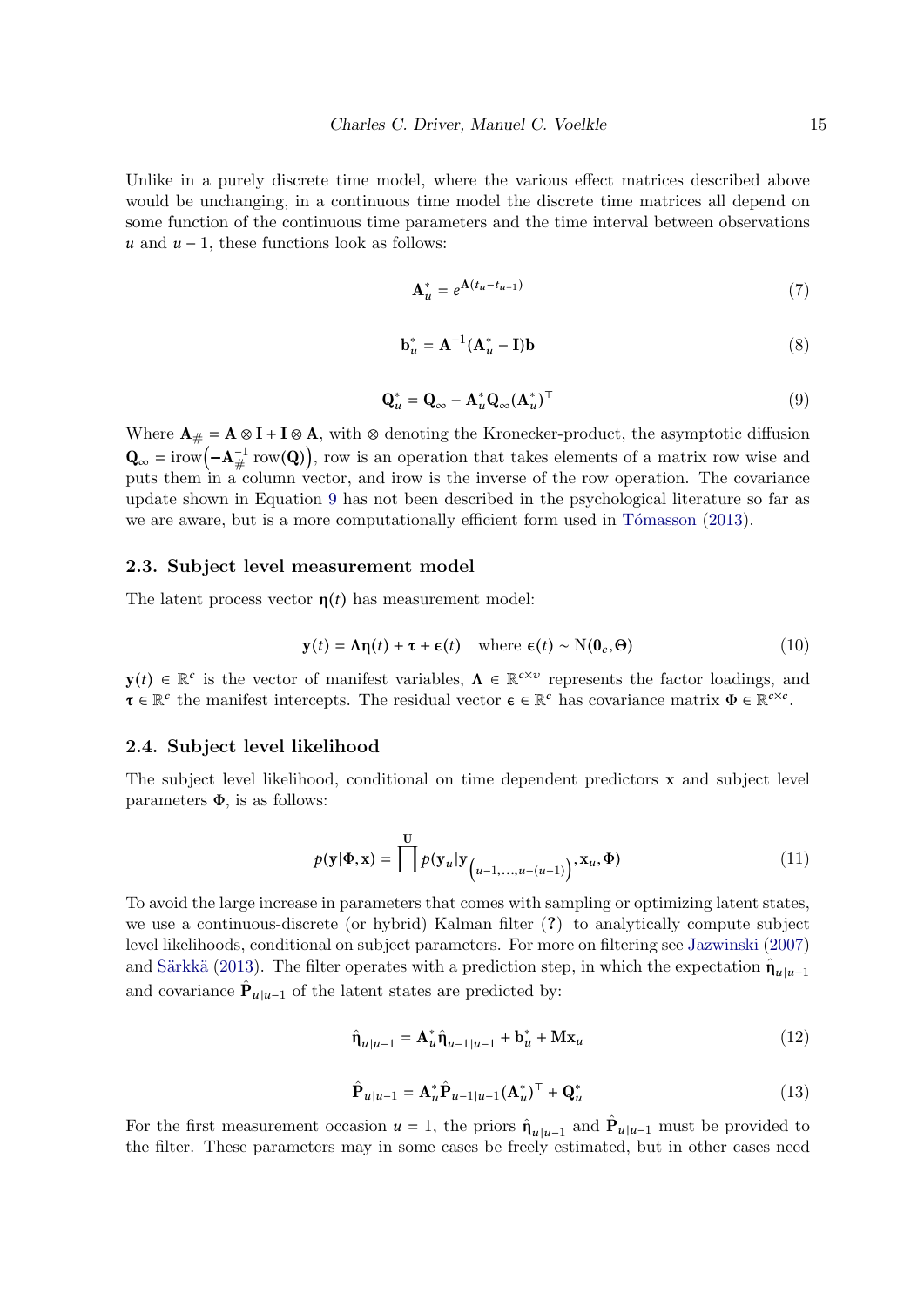Unlike in a purely discrete time model, where the various effect matrices described above would be unchanging, in a continuous time model the discrete time matrices all depend on some function of the continuous time parameters and the time interval between observations $u$ and $u-1$, these functions look as follows:

$$\mathbf{A}^*_u = e^{\mathbf{A}(t_u - t_{u-1})} \tag{7}$$

$$\mathbf{b}^*_u = \mathbf{A}^{-1}(\mathbf{A}^*_u - \mathbf{I})\mathbf{b} \tag{8}$$

$$\mathbf{Q}^*_u = \mathbf{Q}_\infty - \mathbf{A}^*_u \mathbf{Q}_\infty (\mathbf{A}^*_u)^\top \tag{9}$$

Where $\mathbf{A}_\# = \mathbf{A} \otimes \mathbf{I} + \mathbf{I} \otimes \mathbf{A}$, with $\otimes$ denoting the Kronecker-product, the asymptotic diffusion $\mathbf{Q}_\infty = \text{irow}\big(-\mathbf{A}_\#^{-1} \, \text{row}(\mathbf{Q})\big)$, row is an operation that takes elements of a matrix row wise and puts them in a column vector, and irow is the inverse of the row operation. The covariance update shown in Equation 9 has not been described in the psychological literature so far as we are aware, but is a more computationally efficient form used in Tómasson (2013).

### 2.3. Subject level measurement model

The latent process vector $\boldsymbol{\eta}(t)$ has measurement model:

$$\mathbf{y}(t) = \boldsymbol{\Lambda}\boldsymbol{\eta}(t) + \boldsymbol{\tau} + \boldsymbol{\epsilon}(t) \quad \text{where } \boldsymbol{\epsilon}(t) \sim \mathrm{N}(\mathbf{0}_c, \boldsymbol{\Theta}) \tag{10}$$

$\mathbf{y}(t) \in \mathbb{R}^c$ is the vector of manifest variables, $\boldsymbol{\Lambda} \in \mathbb{R}^{c \times v}$ represents the factor loadings, and $\boldsymbol{\tau} \in \mathbb{R}^c$ the manifest intercepts. The residual vector $\boldsymbol{\epsilon} \in \mathbb{R}^c$ has covariance matrix $\boldsymbol{\Phi} \in \mathbb{R}^{c \times c}$.

### 2.4. Subject level likelihood

The subject level likelihood, conditional on time dependent predictors $\mathbf{x}$ and subject level parameters $\boldsymbol{\Phi}$, is as follows:

$$p(\mathbf{y}|\boldsymbol{\Phi}, \mathbf{x}) = \prod^{\mathbf{U}} p(\mathbf{y}_u | \mathbf{y}_{\left(u-1, \ldots, u-(u-1)\right)}, \mathbf{x}_u, \boldsymbol{\Phi}) \tag{11}$$

To avoid the large increase in parameters that comes with sampling or optimizing latent states, we use a continuous-discrete (or hybrid) Kalman filter (?) to analytically compute subject level likelihoods, conditional on subject parameters. For more on filtering see Jazwinski (2007) and Särkkä (2013). The filter operates with a prediction step, in which the expectation $\hat{\boldsymbol{\eta}}_{u|u-1}$ and covariance $\hat{\mathbf{P}}_{u|u-1}$ of the latent states are predicted by:

$$\hat{\boldsymbol{\eta}}_{u|u-1} = \mathbf{A}^*_u \hat{\boldsymbol{\eta}}_{u-1|u-1} + \mathbf{b}^*_u + \mathbf{M}\mathbf{x}_u \tag{12}$$

$$\hat{\mathbf{P}}_{u|u-1} = \mathbf{A}^*_u \hat{\mathbf{P}}_{u-1|u-1} (\mathbf{A}^*_u)^\top + \mathbf{Q}^*_u \tag{13}$$

For the first measurement occasion $u = 1$, the priors $\hat{\boldsymbol{\eta}}_{u|u-1}$ and $\hat{\mathbf{P}}_{u|u-1}$ must be provided to the filter. These parameters may in some cases be freely estimated, but in other cases need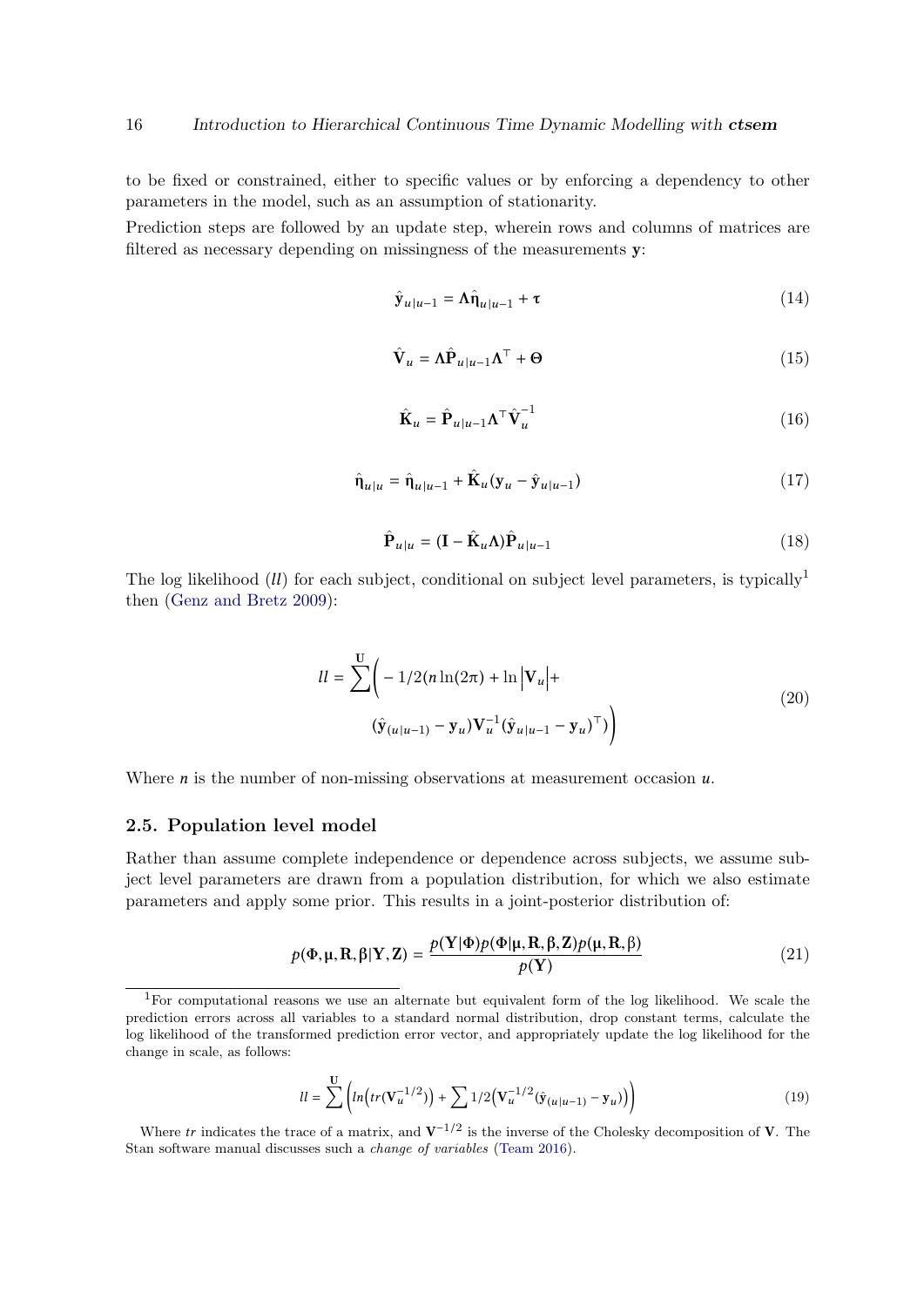to be fixed or constrained, either to specific values or by enforcing a dependency to other parameters in the model, such as an assumption of stationarity.

Prediction steps are followed by an update step, wherein rows and columns of matrices are filtered as necessary depending on missingness of the measurements $\mathbf{y}$:

$$\hat{\mathbf{y}}_{u|u-1} = \mathbf{\Lambda}\hat{\mathbf{\eta}}_{u|u-1} + \mathbf{\tau} \tag{14}$$

$$\hat{\mathbf{V}}_u = \mathbf{\Lambda}\hat{\mathbf{P}}_{u|u-1}\mathbf{\Lambda}^\top + \mathbf{\Theta} \tag{15}$$

$$\hat{\mathbf{K}}_u = \hat{\mathbf{P}}_{u|u-1}\mathbf{\Lambda}^\top\hat{\mathbf{V}}_u^{-1} \tag{16}$$

$$\hat{\mathbf{\eta}}_{u|u} = \hat{\mathbf{\eta}}_{u|u-1} + \hat{\mathbf{K}}_u(\mathbf{y}_u - \hat{\mathbf{y}}_{u|u-1}) \tag{17}$$

$$\hat{\mathbf{P}}_{u|u} = (\mathbf{I} - \hat{\mathbf{K}}_u\mathbf{\Lambda})\hat{\mathbf{P}}_{u|u-1} \tag{18}$$

The log likelihood ($ll$) for each subject, conditional on subject level parameters, is typically[1] then (Genz and Bretz 2009):

$$ll = \sum^{\mathbf{U}}\bigg( -1/2(n\ln(2\pi) + \ln\left|\mathbf{V}_u\right| + (\hat{\mathbf{y}}_{(u|u-1)} - \mathbf{y}_u)\mathbf{V}_u^{-1}(\hat{\mathbf{y}}_{u|u-1} - \mathbf{y}_u)^\top)\bigg) \tag{20}$$

Where $n$ is the number of non-missing observations at measurement occasion $u$.

## 2.5. Population level model

Rather than assume complete independence or dependence across subjects, we assume subject level parameters are drawn from a population distribution, for which we also estimate parameters and apply some prior. This results in a joint-posterior distribution of:

$$p(\mathbf{\Phi}, \mathbf{\mu}, \mathbf{R}, \mathbf{\beta}|\mathbf{Y}, \mathbf{Z}) = \frac{p(\mathbf{Y}|\mathbf{\Phi})p(\mathbf{\Phi}|\mathbf{\mu}, \mathbf{R}, \mathbf{\beta}, \mathbf{Z})p(\mathbf{\mu}, \mathbf{R}, \mathbf{\beta})}{p(\mathbf{Y})} \tag{21}$$

[1] For computational reasons we use an alternate but equivalent form of the log likelihood. We scale the prediction errors across all variables to a standard normal distribution, drop constant terms, calculate the log likelihood of the transformed prediction error vector, and appropriately update the log likelihood for the change in scale, as follows:

$$ll = \sum^{\mathbf{U}}\left(ln\left(tr(\mathbf{V}_u^{-1/2})\right) + \sum 1/2\left(\mathbf{V}_u^{-1/2}(\hat{\mathbf{y}}_{(u|u-1)} - \mathbf{y}_u)\right)\right) \tag{19}$$

Where $tr$ indicates the trace of a matrix, and $\mathbf{V}^{-1/2}$ is the inverse of the Cholesky decomposition of $\mathbf{V}$. The Stan software manual discusses such a *change of variables* (Team 2016).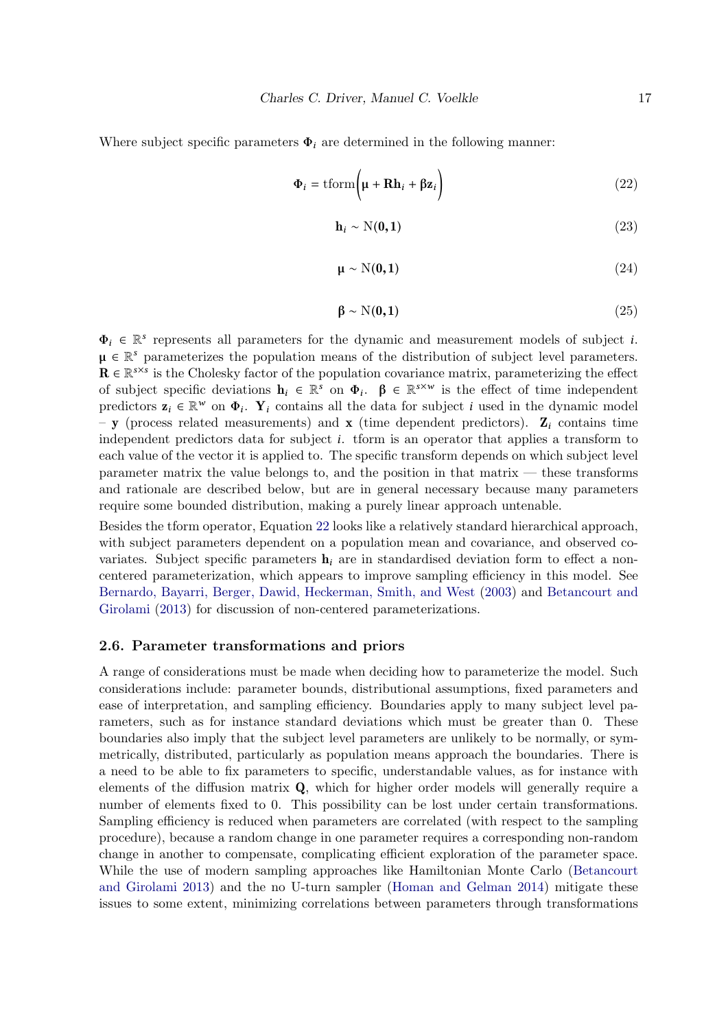Where subject specific parameters $\mathbf{\Phi}_i$ are determined in the following manner:

$$\mathbf{\Phi}_i = \text{tform}\Big(\boldsymbol{\mu} + \mathbf{R}\mathbf{h}_i + \boldsymbol{\beta}\mathbf{z}_i\Big) \tag{22}$$

$$\mathbf{h}_i \sim \mathrm{N}(\mathbf{0}, \mathbf{1}) \tag{23}$$

$$\boldsymbol{\mu} \sim \mathrm{N}(\mathbf{0}, \mathbf{1}) \tag{24}$$

$$\boldsymbol{\beta} \sim \mathrm{N}(\mathbf{0}, \mathbf{1}) \tag{25}$$

$\mathbf{\Phi}_i \in \mathbb{R}^s$ represents all parameters for the dynamic and measurement models of subject $i$. $\boldsymbol{\mu} \in \mathbb{R}^s$ parameterizes the population means of the distribution of subject level parameters. $\mathbf{R} \in \mathbb{R}^{s \times s}$ is the Cholesky factor of the population covariance matrix, parameterizing the effect of subject specific deviations $\mathbf{h}_i \in \mathbb{R}^s$ on $\mathbf{\Phi}_i$. $\boldsymbol{\beta} \in \mathbb{R}^{s \times w}$ is the effect of time independent predictors $\mathbf{z}_i \in \mathbb{R}^w$ on $\mathbf{\Phi}_i$. $\mathbf{Y}_i$ contains all the data for subject $i$ used in the dynamic model – $\mathbf{y}$ (process related measurements) and $\mathbf{x}$ (time dependent predictors). $\mathbf{Z}_i$ contains time independent predictors data for subject $i$. tform is an operator that applies a transform to each value of the vector it is applied to. The specific transform depends on which subject level parameter matrix the value belongs to, and the position in that matrix — these transforms and rationale are described below, but are in general necessary because many parameters require some bounded distribution, making a purely linear approach untenable.

Besides the tform operator, Equation 22 looks like a relatively standard hierarchical approach, with subject parameters dependent on a population mean and covariance, and observed covariates. Subject specific parameters $\mathbf{h}_i$ are in standardised deviation form to effect a non-centered parameterization, which appears to improve sampling efficiency in this model. See Bernardo, Bayarri, Berger, Dawid, Heckerman, Smith, and West (2003) and Betancourt and Girolami (2013) for discussion of non-centered parameterizations.

### 2.6. Parameter transformations and priors

A range of considerations must be made when deciding how to parameterize the model. Such considerations include: parameter bounds, distributional assumptions, fixed parameters and ease of interpretation, and sampling efficiency. Boundaries apply to many subject level parameters, such as for instance standard deviations which must be greater than 0. These boundaries also imply that the subject level parameters are unlikely to be normally, or symmetrically, distributed, particularly as population means approach the boundaries. There is a need to be able to fix parameters to specific, understandable values, as for instance with elements of the diffusion matrix $\mathbf{Q}$, which for higher order models will generally require a number of elements fixed to 0. This possibility can be lost under certain transformations. Sampling efficiency is reduced when parameters are correlated (with respect to the sampling procedure), because a random change in one parameter requires a corresponding non-random change in another to compensate, complicating efficient exploration of the parameter space. While the use of modern sampling approaches like Hamiltonian Monte Carlo (Betancourt and Girolami 2013) and the no U-turn sampler (Homan and Gelman 2014) mitigate these issues to some extent, minimizing correlations between parameters through transformations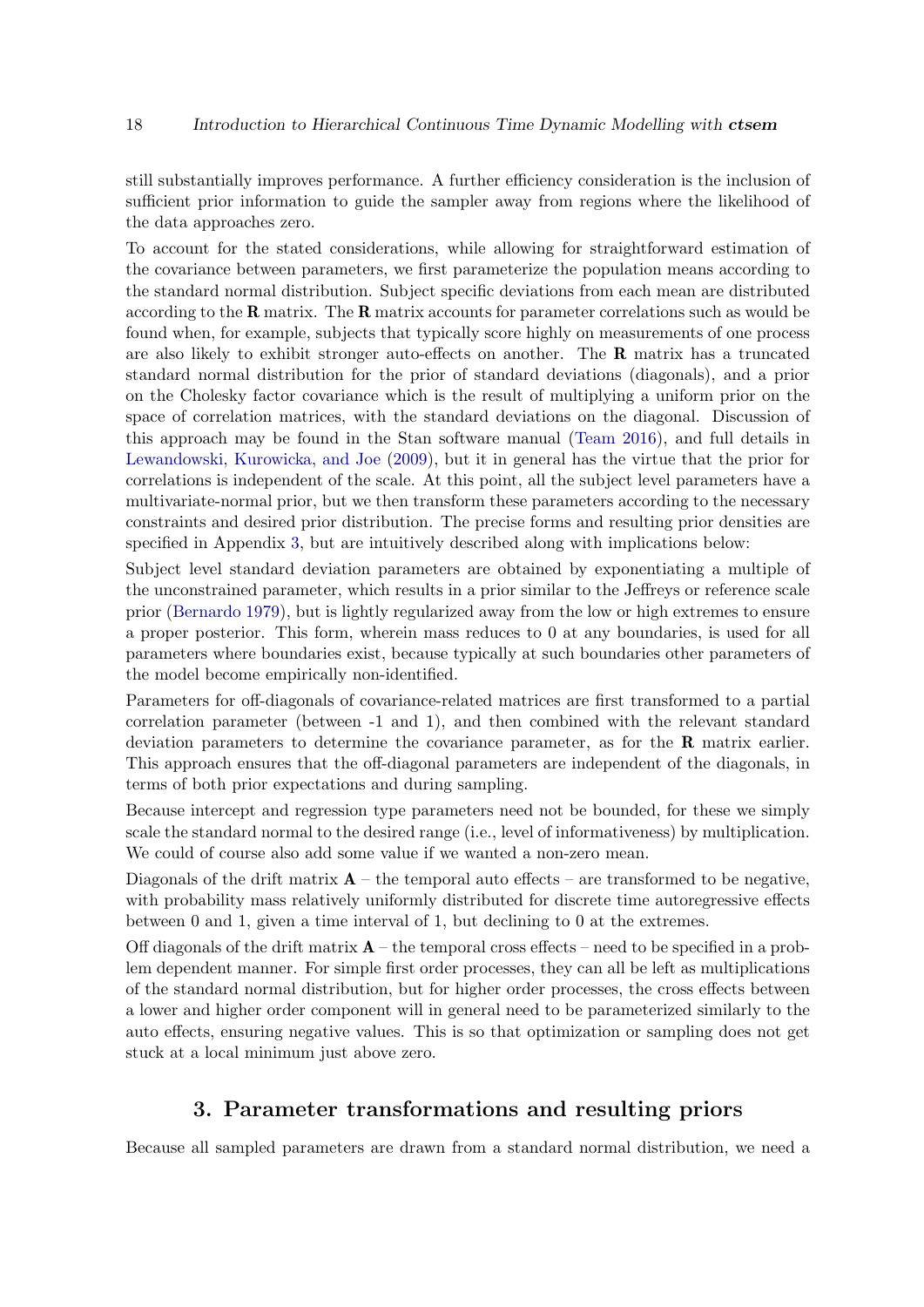still substantially improves performance. A further efficiency consideration is the inclusion of sufficient prior information to guide the sampler away from regions where the likelihood of the data approaches zero.

To account for the stated considerations, while allowing for straightforward estimation of the covariance between parameters, we first parameterize the population means according to the standard normal distribution. Subject specific deviations from each mean are distributed according to the $\mathbf{R}$ matrix. The $\mathbf{R}$ matrix accounts for parameter correlations such as would be found when, for example, subjects that typically score highly on measurements of one process are also likely to exhibit stronger auto-effects on another. The $\mathbf{R}$ matrix has a truncated standard normal distribution for the prior of standard deviations (diagonals), and a prior on the Cholesky factor covariance which is the result of multiplying a uniform prior on the space of correlation matrices, with the standard deviations on the diagonal. Discussion of this approach may be found in the Stan software manual (Team 2016), and full details in Lewandowski, Kurowicka, and Joe (2009), but it in general has the virtue that the prior for correlations is independent of the scale. At this point, all the subject level parameters have a multivariate-normal prior, but we then transform these parameters according to the necessary constraints and desired prior distribution. The precise forms and resulting prior densities are specified in Appendix 3, but are intuitively described along with implications below:

Subject level standard deviation parameters are obtained by exponentiating a multiple of the unconstrained parameter, which results in a prior similar to the Jeffreys or reference scale prior (Bernardo 1979), but is lightly regularized away from the low or high extremes to ensure a proper posterior. This form, wherein mass reduces to 0 at any boundaries, is used for all parameters where boundaries exist, because typically at such boundaries other parameters of the model become empirically non-identified.

Parameters for off-diagonals of covariance-related matrices are first transformed to a partial correlation parameter (between -1 and 1), and then combined with the relevant standard deviation parameters to determine the covariance parameter, as for the $\mathbf{R}$ matrix earlier. This approach ensures that the off-diagonal parameters are independent of the diagonals, in terms of both prior expectations and during sampling.

Because intercept and regression type parameters need not be bounded, for these we simply scale the standard normal to the desired range (i.e., level of informativeness) by multiplication. We could of course also add some value if we wanted a non-zero mean.

Diagonals of the drift matrix $\mathbf{A}$ – the temporal auto effects – are transformed to be negative, with probability mass relatively uniformly distributed for discrete time autoregressive effects between 0 and 1, given a time interval of 1, but declining to 0 at the extremes.

Off diagonals of the drift matrix $\mathbf{A}$ – the temporal cross effects – need to be specified in a problem dependent manner. For simple first order processes, they can all be left as multiplications of the standard normal distribution, but for higher order processes, the cross effects between a lower and higher order component will in general need to be parameterized similarly to the auto effects, ensuring negative values. This is so that optimization or sampling does not get stuck at a local minimum just above zero.

## 3. Parameter transformations and resulting priors

Because all sampled parameters are drawn from a standard normal distribution, we need a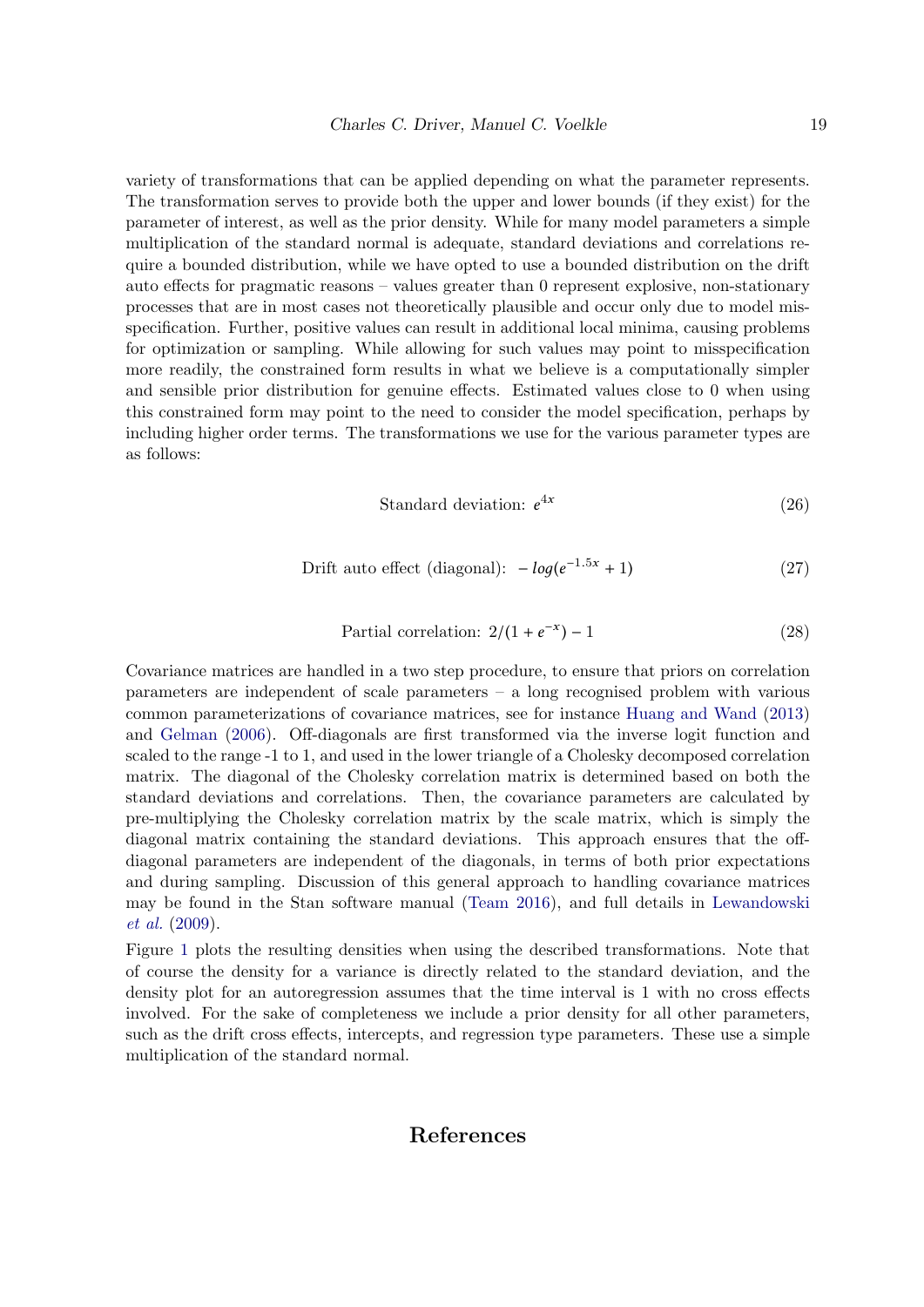variety of transformations that can be applied depending on what the parameter represents. The transformation serves to provide both the upper and lower bounds (if they exist) for the parameter of interest, as well as the prior density. While for many model parameters a simple multiplication of the standard normal is adequate, standard deviations and correlations require a bounded distribution, while we have opted to use a bounded distribution on the drift auto effects for pragmatic reasons – values greater than 0 represent explosive, non-stationary processes that are in most cases not theoretically plausible and occur only due to model misspecification. Further, positive values can result in additional local minima, causing problems for optimization or sampling. While allowing for such values may point to misspecification more readily, the constrained form results in what we believe is a computationally simpler and sensible prior distribution for genuine effects. Estimated values close to 0 when using this constrained form may point to the need to consider the model specification, perhaps by including higher order terms. The transformations we use for the various parameter types are as follows:

$$\text{Standard deviation: } e^{4x} \tag{26}$$

$$\text{Drift auto effect (diagonal): } -log(e^{-1.5x}+1) \tag{27}$$

$$\text{Partial correlation: } 2/(1+e^{-x})-1 \tag{28}$$

Covariance matrices are handled in a two step procedure, to ensure that priors on correlation parameters are independent of scale parameters – a long recognised problem with various common parameterizations of covariance matrices, see for instance Huang and Wand (2013) and Gelman (2006). Off-diagonals are first transformed via the inverse logit function and scaled to the range -1 to 1, and used in the lower triangle of a Cholesky decomposed correlation matrix. The diagonal of the Cholesky correlation matrix is determined based on both the standard deviations and correlations. Then, the covariance parameters are calculated by pre-multiplying the Cholesky correlation matrix by the scale matrix, which is simply the diagonal matrix containing the standard deviations. This approach ensures that the off-diagonal parameters are independent of the diagonals, in terms of both prior expectations and during sampling. Discussion of this general approach to handling covariance matrices may be found in the Stan software manual (Team 2016), and full details in Lewandowski *et al.* (2009).

Figure 1 plots the resulting densities when using the described transformations. Note that of course the density for a variance is directly related to the standard deviation, and the density plot for an autoregression assumes that the time interval is 1 with no cross effects involved. For the sake of completeness we include a prior density for all other parameters, such as the drift cross effects, intercepts, and regression type parameters. These use a simple multiplication of the standard normal.

## References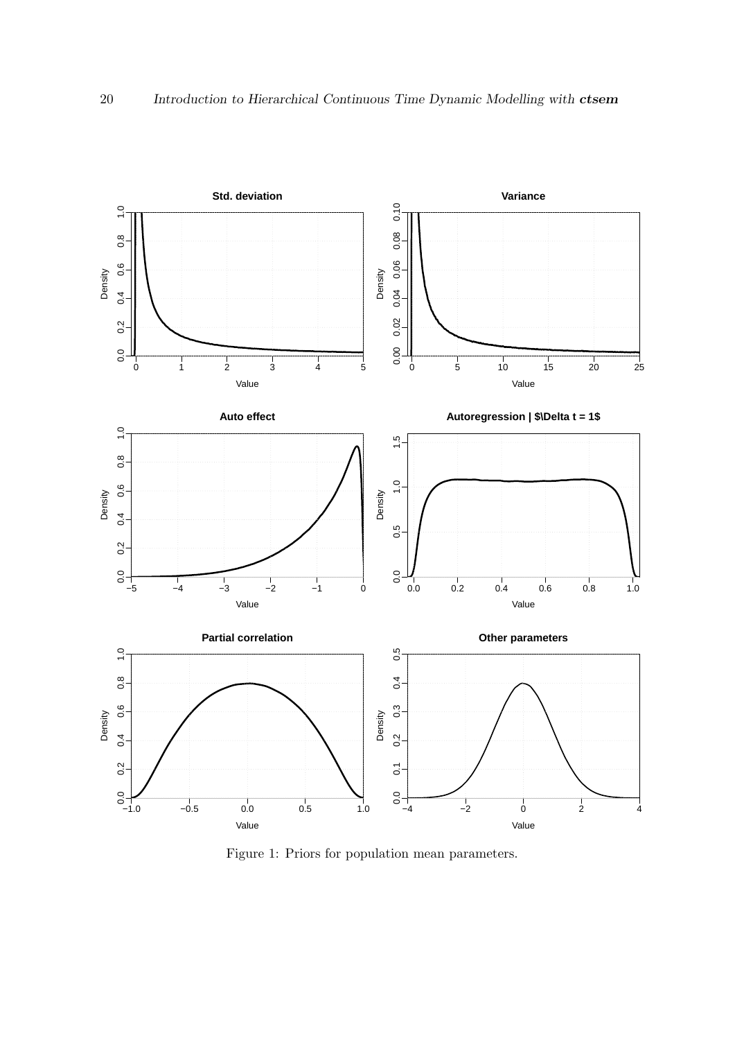Figure 1: Priors for population mean parameters.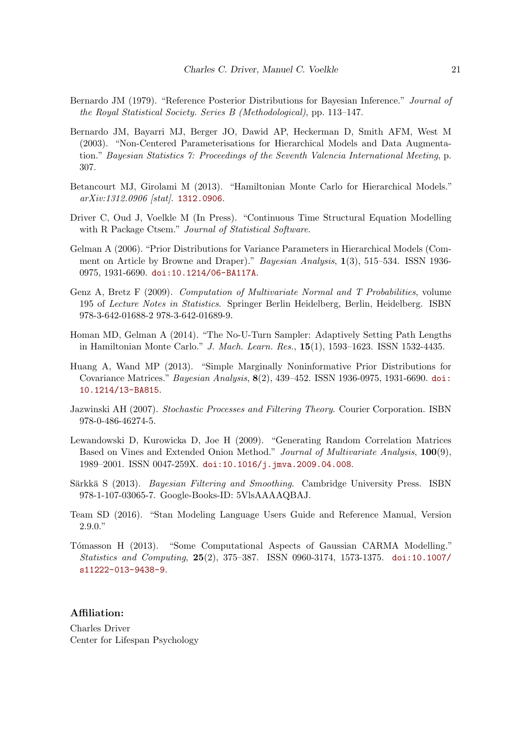Bernardo JM (1979). "Reference Posterior Distributions for Bayesian Inference." *Journal of the Royal Statistical Society. Series B (Methodological)*, pp. 113–147.

Bernardo JM, Bayarri MJ, Berger JO, Dawid AP, Heckerman D, Smith AFM, West M (2003). "Non-Centered Parameterisations for Hierarchical Models and Data Augmentation." *Bayesian Statistics 7: Proceedings of the Seventh Valencia International Meeting*, p. 307.

Betancourt MJ, Girolami M (2013). "Hamiltonian Monte Carlo for Hierarchical Models." *arXiv:1312.0906 [stat]*. 1312.0906.

Driver C, Oud J, Voelkle M (In Press). "Continuous Time Structural Equation Modelling with R Package Ctsem." *Journal of Statistical Software*.

Gelman A (2006). "Prior Distributions for Variance Parameters in Hierarchical Models (Comment on Article by Browne and Draper)." *Bayesian Analysis*, **1**(3), 515–534. ISSN 1936-0975, 1931-6690. doi:10.1214/06-BA117A.

Genz A, Bretz F (2009). *Computation of Multivariate Normal and T Probabilities*, volume 195 of *Lecture Notes in Statistics*. Springer Berlin Heidelberg, Berlin, Heidelberg. ISBN 978-3-642-01688-2 978-3-642-01689-9.

Homan MD, Gelman A (2014). "The No-U-Turn Sampler: Adaptively Setting Path Lengths in Hamiltonian Monte Carlo." *J. Mach. Learn. Res.*, **15**(1), 1593–1623. ISSN 1532-4435.

Huang A, Wand MP (2013). "Simple Marginally Noninformative Prior Distributions for Covariance Matrices." *Bayesian Analysis*, **8**(2), 439–452. ISSN 1936-0975, 1931-6690. doi:10.1214/13-BA815.

Jazwinski AH (2007). *Stochastic Processes and Filtering Theory*. Courier Corporation. ISBN 978-0-486-46274-5.

Lewandowski D, Kurowicka D, Joe H (2009). "Generating Random Correlation Matrices Based on Vines and Extended Onion Method." *Journal of Multivariate Analysis*, **100**(9), 1989–2001. ISSN 0047-259X. doi:10.1016/j.jmva.2009.04.008.

Särkkä S (2013). *Bayesian Filtering and Smoothing*. Cambridge University Press. ISBN 978-1-107-03065-7. Google-Books-ID: 5VlsAAAAQBAJ.

Team SD (2016). "Stan Modeling Language Users Guide and Reference Manual, Version 2.9.0."

Tómasson H (2013). "Some Computational Aspects of Gaussian CARMA Modelling." *Statistics and Computing*, **25**(2), 375–387. ISSN 0960-3174, 1573-1375. doi:10.1007/s11222-013-9438-9.

**Affiliation:**

Charles Driver
Center for Lifespan Psychology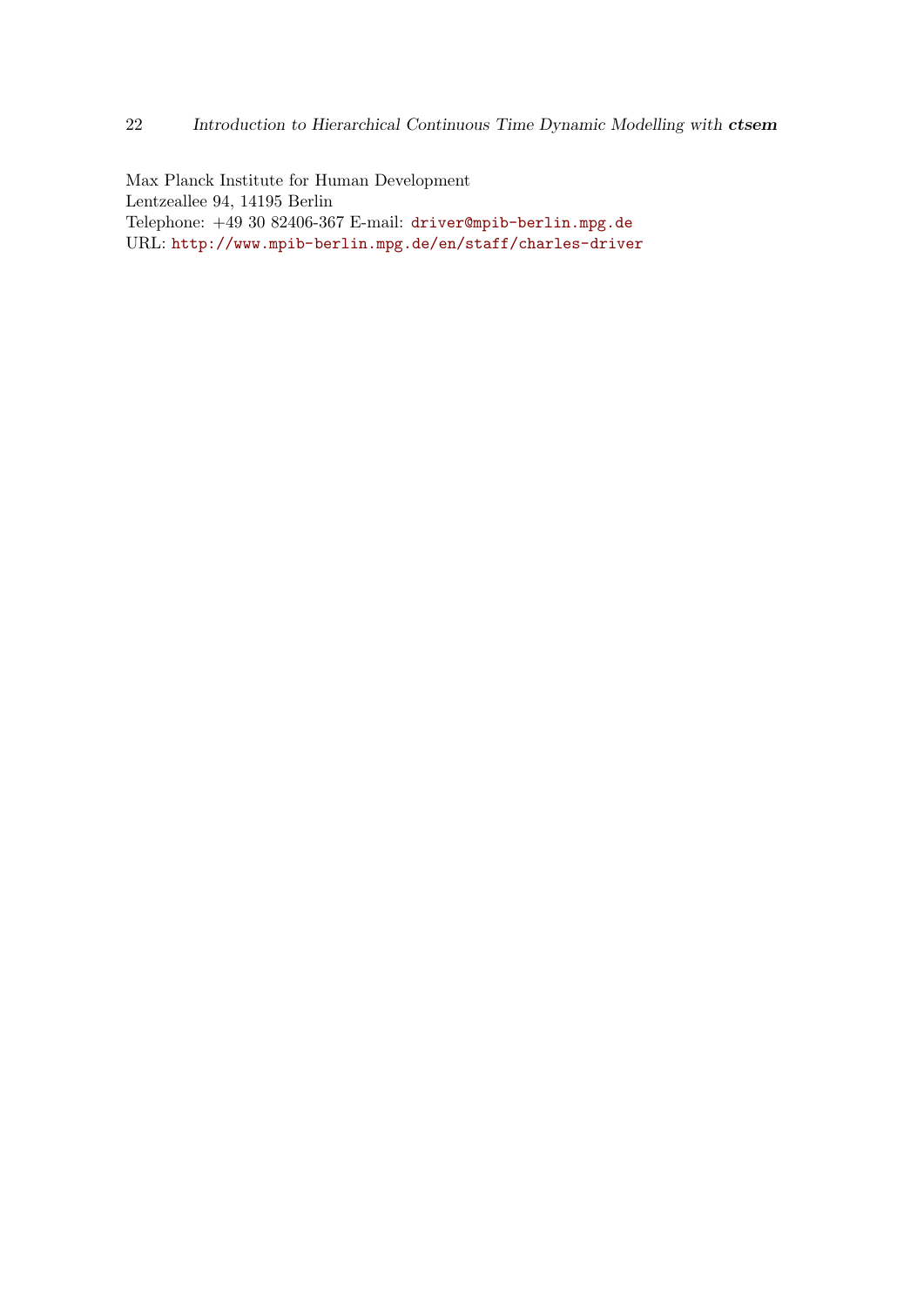Max Planck Institute for Human Development
Lentzeallee 94, 14195 Berlin
Telephone: +49 30 82406-367 E-mail: driver@mpib-berlin.mpg.de
URL: http://www.mpib-berlin.mpg.de/en/staff/charles-driver